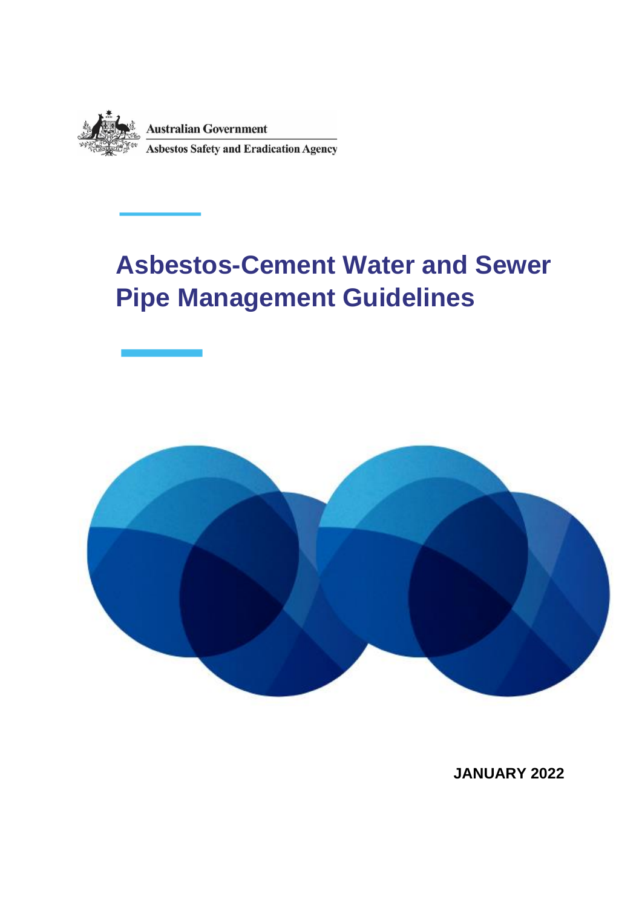Australian Government

Asbestos Safety and Eradication Agency

# Asbestos-Cement Water and Sewer Pipe Management Guidelines

**JANUARY 2022**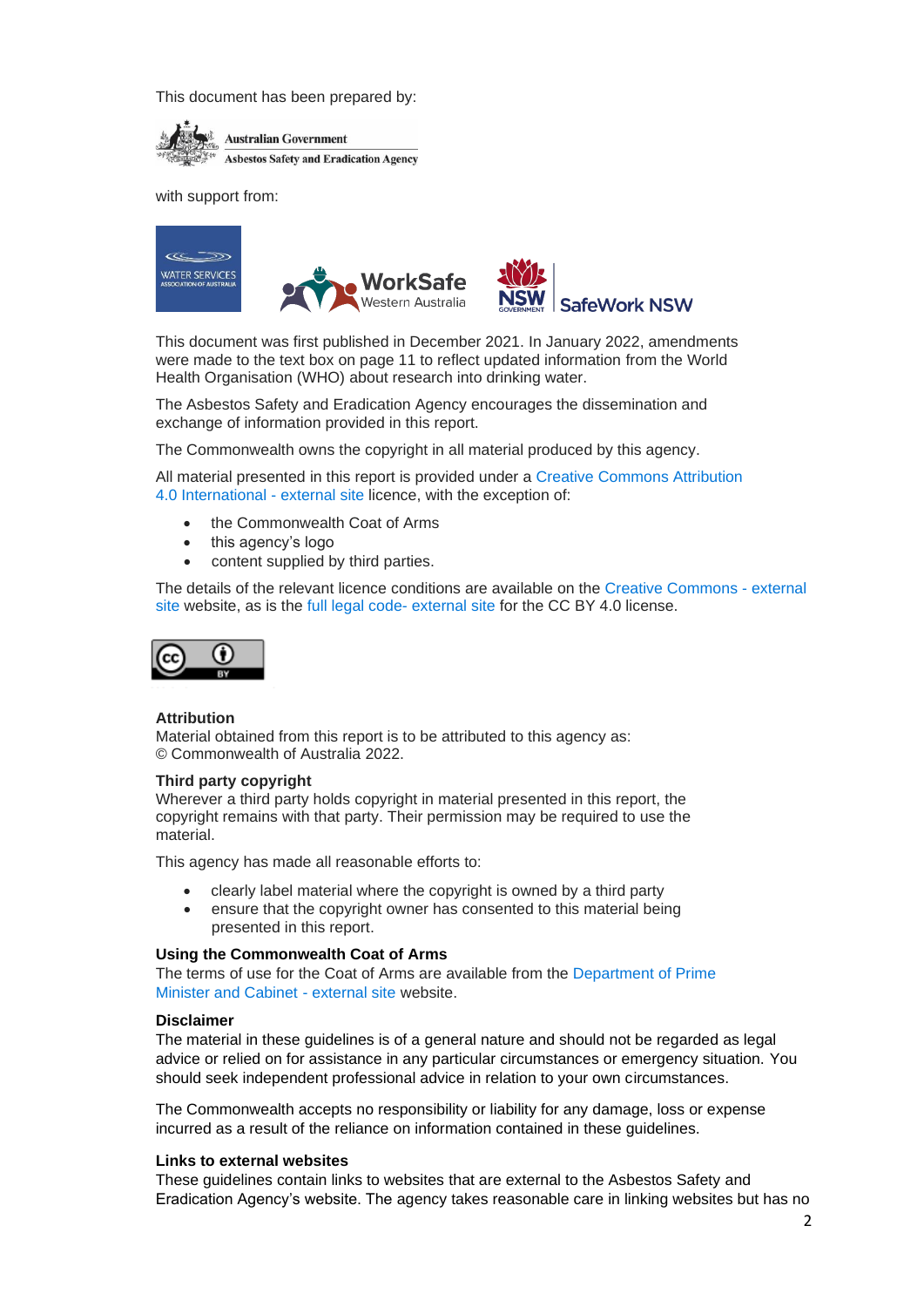This document has been prepared by:

Australian Government
Asbestos Safety and Eradication Agency

with support from:

WATER SERVICES ASSOCIATION OF AUSTRALIA

WorkSafe Western Australia

NSW GOVERNMENT SafeWork NSW

This document was first published in December 2021. In January 2022, amendments were made to the text box on page 11 to reflect updated information from the World Health Organisation (WHO) about research into drinking water.

The Asbestos Safety and Eradication Agency encourages the dissemination and exchange of information provided in this report.

The Commonwealth owns the copyright in all material produced by this agency.

All material presented in this report is provided under a Creative Commons Attribution 4.0 International - external site licence, with the exception of:

- the Commonwealth Coat of Arms
- this agency's logo
- content supplied by third parties.

The details of the relevant licence conditions are available on the Creative Commons - external site website, as is the full legal code- external site for the CC BY 4.0 license.

**Attribution**
Material obtained from this report is to be attributed to this agency as:
© Commonwealth of Australia 2022.

**Third party copyright**
Wherever a third party holds copyright in material presented in this report, the copyright remains with that party. Their permission may be required to use the material.

This agency has made all reasonable efforts to:

- clearly label material where the copyright is owned by a third party
- ensure that the copyright owner has consented to this material being presented in this report.

**Using the Commonwealth Coat of Arms**
The terms of use for the Coat of Arms are available from the Department of Prime Minister and Cabinet - external site website.

**Disclaimer**
The material in these guidelines is of a general nature and should not be regarded as legal advice or relied on for assistance in any particular circumstances or emergency situation. You should seek independent professional advice in relation to your own circumstances.

The Commonwealth accepts no responsibility or liability for any damage, loss or expense incurred as a result of the reliance on information contained in these guidelines.

**Links to external websites**
These guidelines contain links to websites that are external to the Asbestos Safety and Eradication Agency's website. The agency takes reasonable care in linking websites but has no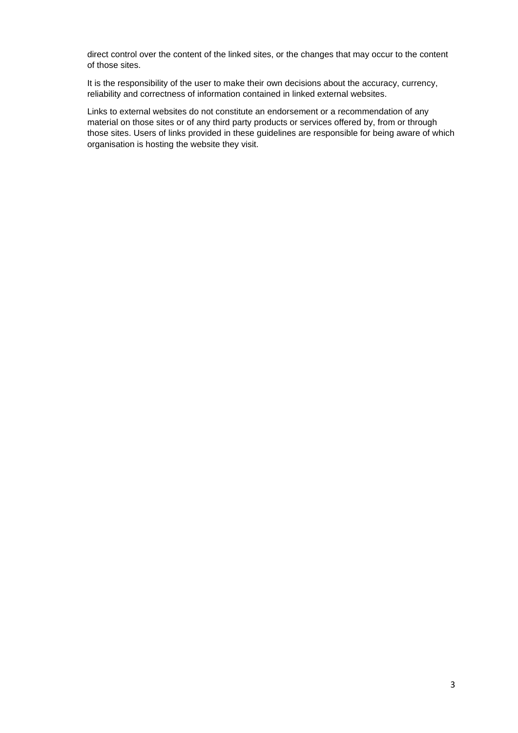direct control over the content of the linked sites, or the changes that may occur to the content of those sites.

It is the responsibility of the user to make their own decisions about the accuracy, currency, reliability and correctness of information contained in linked external websites.

Links to external websites do not constitute an endorsement or a recommendation of any material on those sites or of any third party products or services offered by, from or through those sites. Users of links provided in these guidelines are responsible for being aware of which organisation is hosting the website they visit.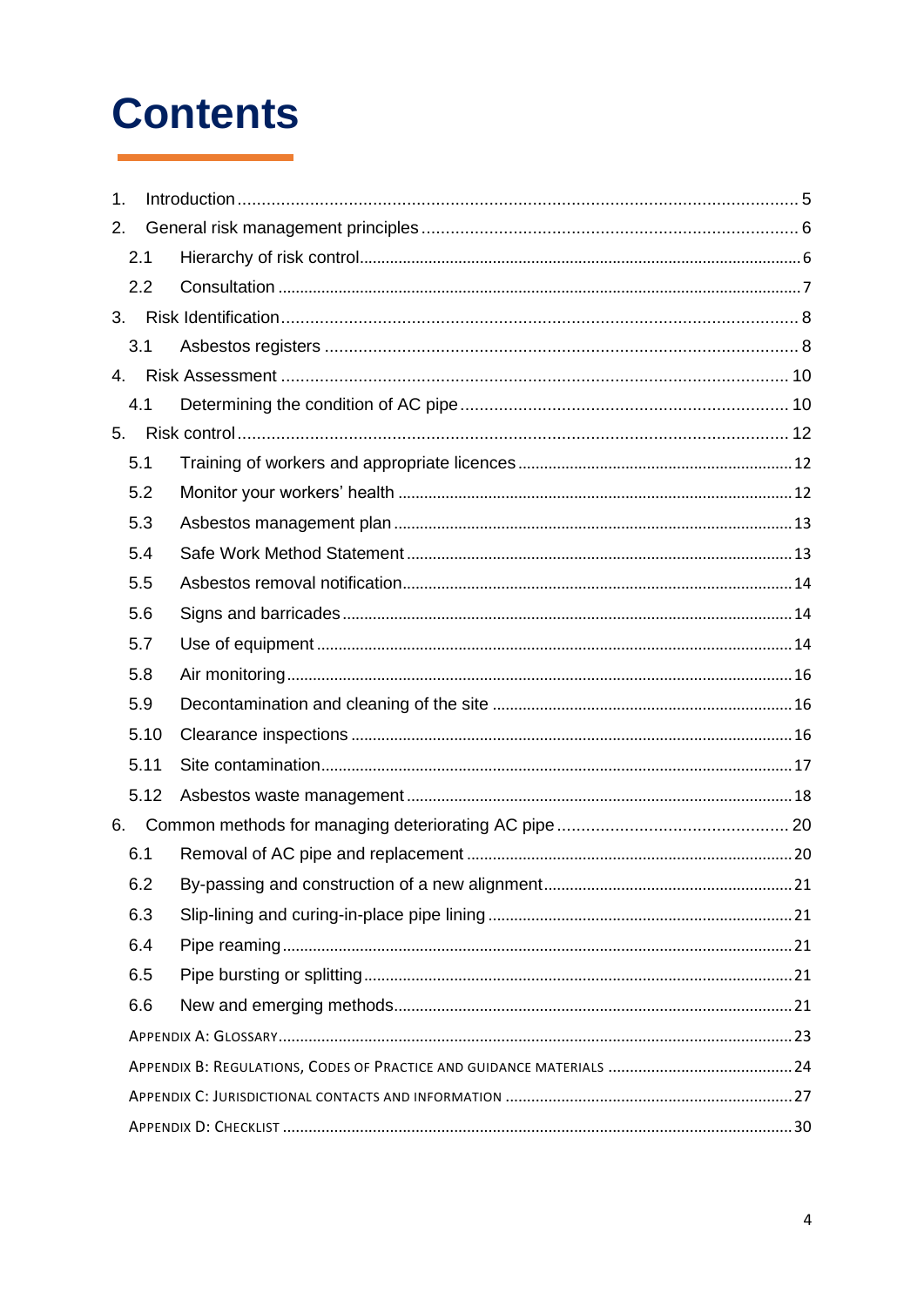# Contents

1. Introduction ..... 5
2. General risk management principles ..... 6
   - 2.1 Hierarchy of risk control ..... 6
   - 2.2 Consultation ..... 7
3. Risk Identification ..... 8
   - 3.1 Asbestos registers ..... 8
4. Risk Assessment ..... 10
   - 4.1 Determining the condition of AC pipe ..... 10
5. Risk control ..... 12
   - 5.1 Training of workers and appropriate licences ..... 12
   - 5.2 Monitor your workers' health ..... 12
   - 5.3 Asbestos management plan ..... 13
   - 5.4 Safe Work Method Statement ..... 13
   - 5.5 Asbestos removal notification ..... 14
   - 5.6 Signs and barricades ..... 14
   - 5.7 Use of equipment ..... 14
   - 5.8 Air monitoring ..... 16
   - 5.9 Decontamination and cleaning of the site ..... 16
   - 5.10 Clearance inspections ..... 16
   - 5.11 Site contamination ..... 17
   - 5.12 Asbestos waste management ..... 18
6. Common methods for managing deteriorating AC pipe ..... 20
   - 6.1 Removal of AC pipe and replacement ..... 20
   - 6.2 By-passing and construction of a new alignment ..... 21
   - 6.3 Slip-lining and curing-in-place pipe lining ..... 21
   - 6.4 Pipe reaming ..... 21
   - 6.5 Pipe bursting or splitting ..... 21
   - 6.6 New and emerging methods ..... 21

Appendix A: Glossary ..... 23

Appendix B: Regulations, Codes of Practice and guidance materials ..... 24

Appendix C: Jurisdictional contacts and information ..... 27

Appendix D: Checklist ..... 30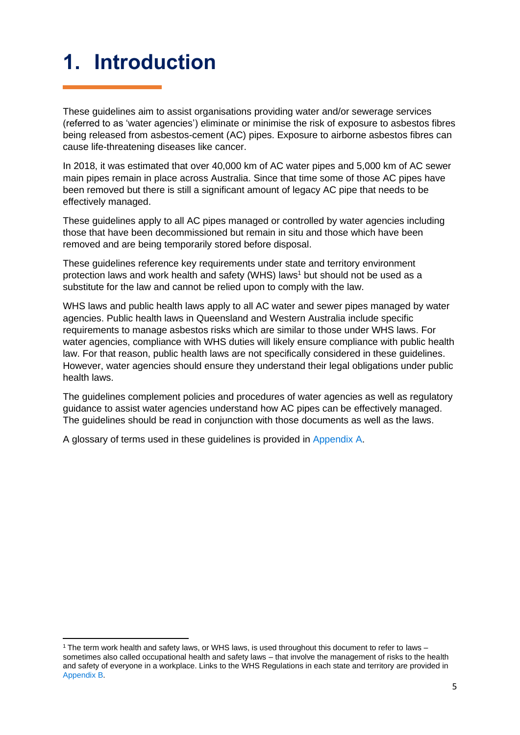# 1. Introduction

These guidelines aim to assist organisations providing water and/or sewerage services (referred to as 'water agencies') eliminate or minimise the risk of exposure to asbestos fibres being released from asbestos-cement (AC) pipes. Exposure to airborne asbestos fibres can cause life-threatening diseases like cancer.

In 2018, it was estimated that over 40,000 km of AC water pipes and 5,000 km of AC sewer main pipes remain in place across Australia. Since that time some of those AC pipes have been removed but there is still a significant amount of legacy AC pipe that needs to be effectively managed.

These guidelines apply to all AC pipes managed or controlled by water agencies including those that have been decommissioned but remain in situ and those which have been removed and are being temporarily stored before disposal.

These guidelines reference key requirements under state and territory environment protection laws and work health and safety (WHS) laws[1] but should not be used as a substitute for the law and cannot be relied upon to comply with the law.

WHS laws and public health laws apply to all AC water and sewer pipes managed by water agencies. Public health laws in Queensland and Western Australia include specific requirements to manage asbestos risks which are similar to those under WHS laws. For water agencies, compliance with WHS duties will likely ensure compliance with public health law. For that reason, public health laws are not specifically considered in these guidelines. However, water agencies should ensure they understand their legal obligations under public health laws.

The guidelines complement policies and procedures of water agencies as well as regulatory guidance to assist water agencies understand how AC pipes can be effectively managed. The guidelines should be read in conjunction with those documents as well as the laws.

A glossary of terms used in these guidelines is provided in Appendix A.

---

[1] The term work health and safety laws, or WHS laws, is used throughout this document to refer to laws – sometimes also called occupational health and safety laws – that involve the management of risks to the health and safety of everyone in a workplace. Links to the WHS Regulations in each state and territory are provided in Appendix B.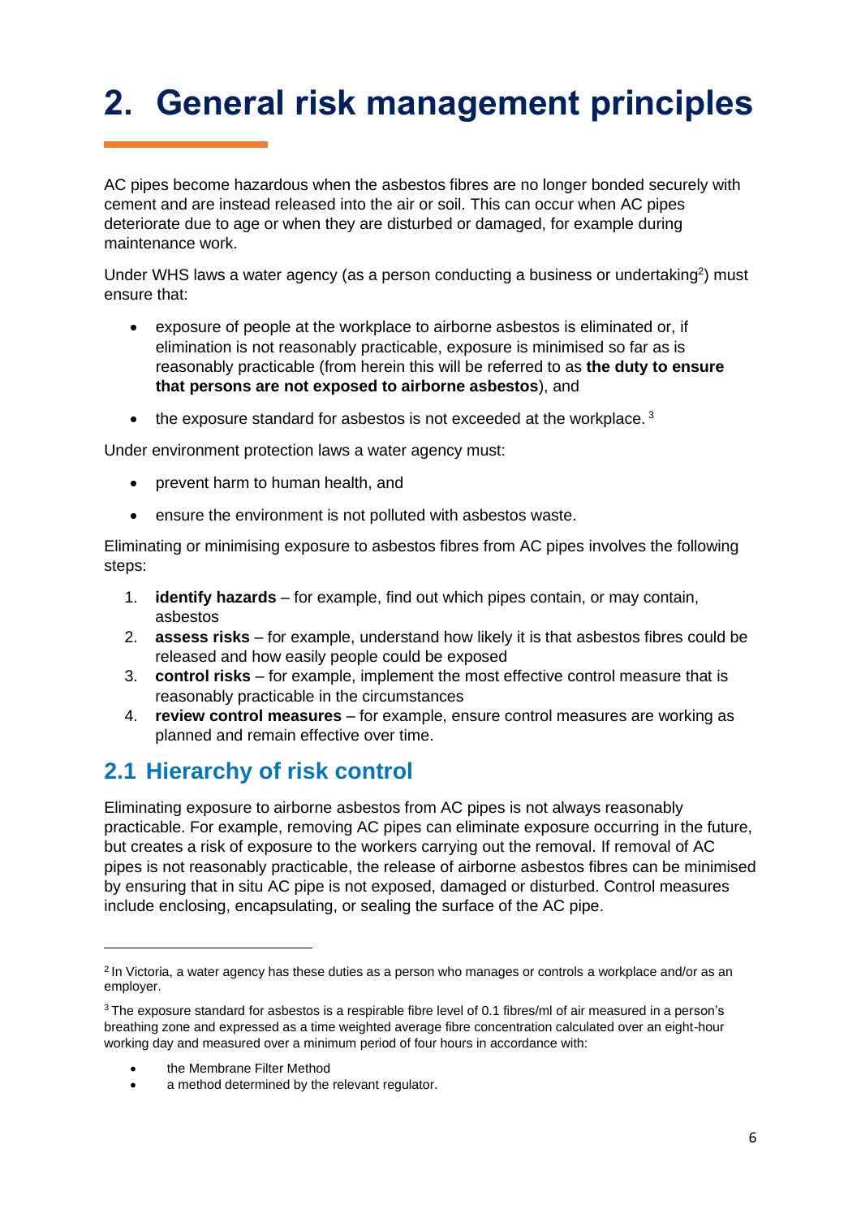# 2. General risk management principles

AC pipes become hazardous when the asbestos fibres are no longer bonded securely with cement and are instead released into the air or soil. This can occur when AC pipes deteriorate due to age or when they are disturbed or damaged, for example during maintenance work.

Under WHS laws a water agency (as a person conducting a business or undertaking[2]) must ensure that:

- exposure of people at the workplace to airborne asbestos is eliminated or, if elimination is not reasonably practicable, exposure is minimised so far as is reasonably practicable (from herein this will be referred to as **the duty to ensure that persons are not exposed to airborne asbestos**), and
- the exposure standard for asbestos is not exceeded at the workplace. [3]

Under environment protection laws a water agency must:

- prevent harm to human health, and
- ensure the environment is not polluted with asbestos waste.

Eliminating or minimising exposure to asbestos fibres from AC pipes involves the following steps:

1. **identify hazards** – for example, find out which pipes contain, or may contain, asbestos
2. **assess risks** – for example, understand how likely it is that asbestos fibres could be released and how easily people could be exposed
3. **control risks** – for example, implement the most effective control measure that is reasonably practicable in the circumstances
4. **review control measures** – for example, ensure control measures are working as planned and remain effective over time.

## 2.1 Hierarchy of risk control

Eliminating exposure to airborne asbestos from AC pipes is not always reasonably practicable. For example, removing AC pipes can eliminate exposure occurring in the future, but creates a risk of exposure to the workers carrying out the removal. If removal of AC pipes is not reasonably practicable, the release of airborne asbestos fibres can be minimised by ensuring that in situ AC pipe is not exposed, damaged or disturbed. Control measures include enclosing, encapsulating, or sealing the surface of the AC pipe.

---

[2] In Victoria, a water agency has these duties as a person who manages or controls a workplace and/or as an employer.

[3] The exposure standard for asbestos is a respirable fibre level of 0.1 fibres/ml of air measured in a person's breathing zone and expressed as a time weighted average fibre concentration calculated over an eight-hour working day and measured over a minimum period of four hours in accordance with:

- the Membrane Filter Method
- a method determined by the relevant regulator.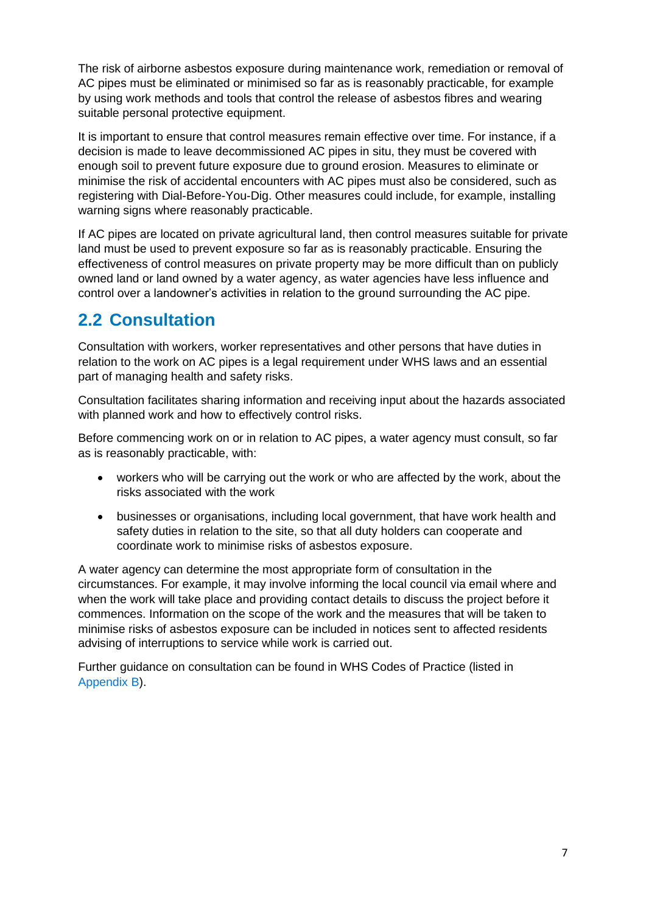The risk of airborne asbestos exposure during maintenance work, remediation or removal of AC pipes must be eliminated or minimised so far as is reasonably practicable, for example by using work methods and tools that control the release of asbestos fibres and wearing suitable personal protective equipment.

It is important to ensure that control measures remain effective over time. For instance, if a decision is made to leave decommissioned AC pipes in situ, they must be covered with enough soil to prevent future exposure due to ground erosion. Measures to eliminate or minimise the risk of accidental encounters with AC pipes must also be considered, such as registering with Dial-Before-You-Dig. Other measures could include, for example, installing warning signs where reasonably practicable.

If AC pipes are located on private agricultural land, then control measures suitable for private land must be used to prevent exposure so far as is reasonably practicable. Ensuring the effectiveness of control measures on private property may be more difficult than on publicly owned land or land owned by a water agency, as water agencies have less influence and control over a landowner's activities in relation to the ground surrounding the AC pipe.

## 2.2 Consultation

Consultation with workers, worker representatives and other persons that have duties in relation to the work on AC pipes is a legal requirement under WHS laws and an essential part of managing health and safety risks.

Consultation facilitates sharing information and receiving input about the hazards associated with planned work and how to effectively control risks.

Before commencing work on or in relation to AC pipes, a water agency must consult, so far as is reasonably practicable, with:

- workers who will be carrying out the work or who are affected by the work, about the risks associated with the work
- businesses or organisations, including local government, that have work health and safety duties in relation to the site, so that all duty holders can cooperate and coordinate work to minimise risks of asbestos exposure.

A water agency can determine the most appropriate form of consultation in the circumstances. For example, it may involve informing the local council via email where and when the work will take place and providing contact details to discuss the project before it commences. Information on the scope of the work and the measures that will be taken to minimise risks of asbestos exposure can be included in notices sent to affected residents advising of interruptions to service while work is carried out.

Further guidance on consultation can be found in WHS Codes of Practice (listed in Appendix B).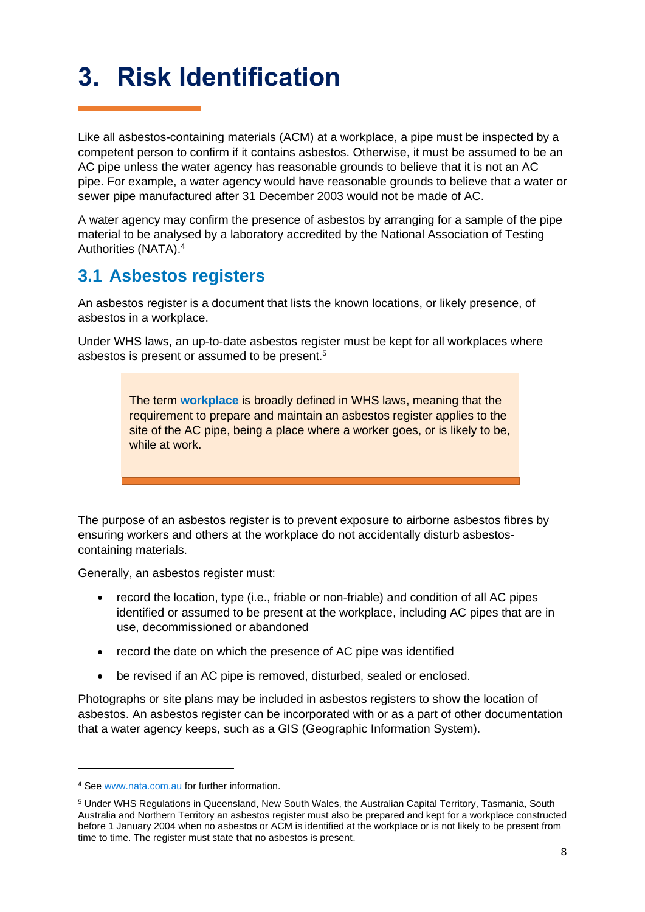# 3. Risk Identification

Like all asbestos-containing materials (ACM) at a workplace, a pipe must be inspected by a competent person to confirm if it contains asbestos. Otherwise, it must be assumed to be an AC pipe unless the water agency has reasonable grounds to believe that it is not an AC pipe. For example, a water agency would have reasonable grounds to believe that a water or sewer pipe manufactured after 31 December 2003 would not be made of AC.

A water agency may confirm the presence of asbestos by arranging for a sample of the pipe material to be analysed by a laboratory accredited by the National Association of Testing Authorities (NATA).[4]

## 3.1 Asbestos registers

An asbestos register is a document that lists the known locations, or likely presence, of asbestos in a workplace.

Under WHS laws, an up-to-date asbestos register must be kept for all workplaces where asbestos is present or assumed to be present.[5]

> The term **workplace** is broadly defined in WHS laws, meaning that the requirement to prepare and maintain an asbestos register applies to the site of the AC pipe, being a place where a worker goes, or is likely to be, while at work.

The purpose of an asbestos register is to prevent exposure to airborne asbestos fibres by ensuring workers and others at the workplace do not accidentally disturb asbestos-containing materials.

Generally, an asbestos register must:

- record the location, type (i.e., friable or non-friable) and condition of all AC pipes identified or assumed to be present at the workplace, including AC pipes that are in use, decommissioned or abandoned
- record the date on which the presence of AC pipe was identified
- be revised if an AC pipe is removed, disturbed, sealed or enclosed.

Photographs or site plans may be included in asbestos registers to show the location of asbestos. An asbestos register can be incorporated with or as a part of other documentation that a water agency keeps, such as a GIS (Geographic Information System).

---

[4] See www.nata.com.au for further information.

[5] Under WHS Regulations in Queensland, New South Wales, the Australian Capital Territory, Tasmania, South Australia and Northern Territory an asbestos register must also be prepared and kept for a workplace constructed before 1 January 2004 when no asbestos or ACM is identified at the workplace or is not likely to be present from time to time. The register must state that no asbestos is present.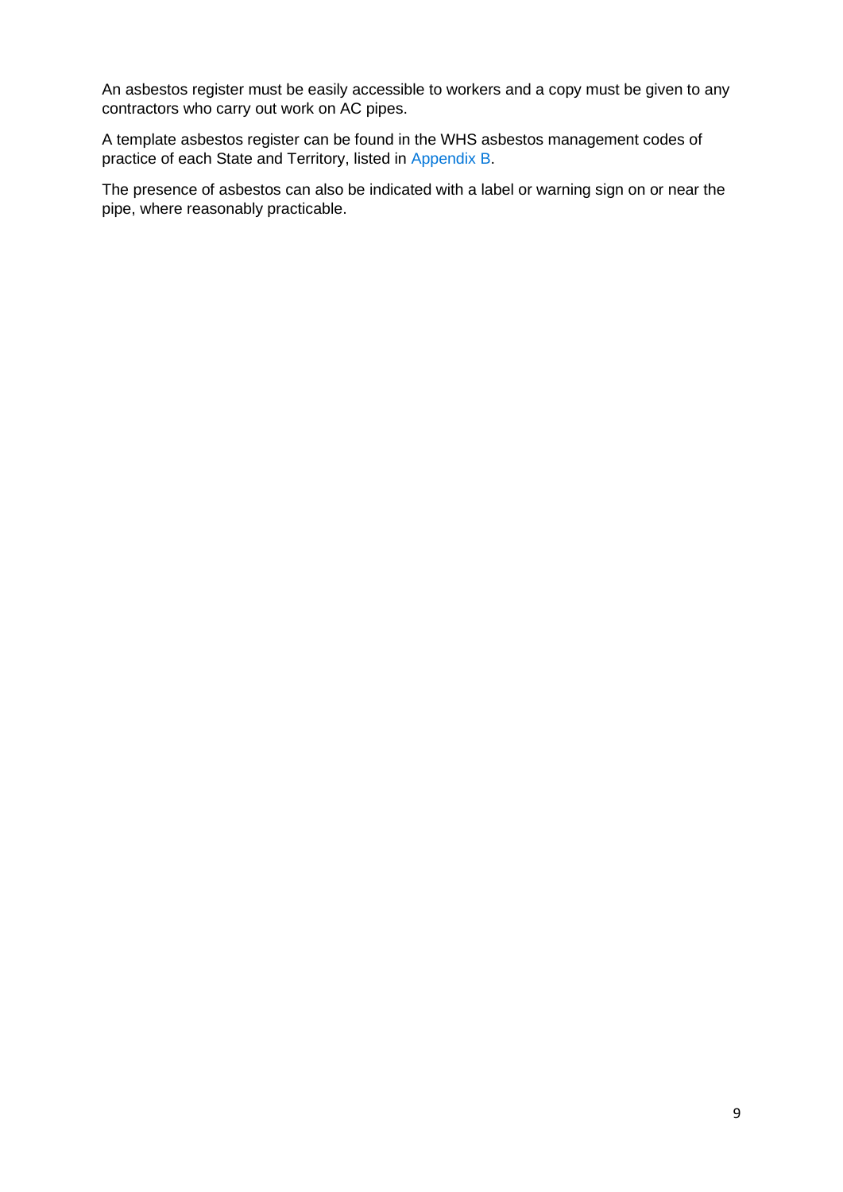An asbestos register must be easily accessible to workers and a copy must be given to any contractors who carry out work on AC pipes.

A template asbestos register can be found in the WHS asbestos management codes of practice of each State and Territory, listed in Appendix B.

The presence of asbestos can also be indicated with a label or warning sign on or near the pipe, where reasonably practicable.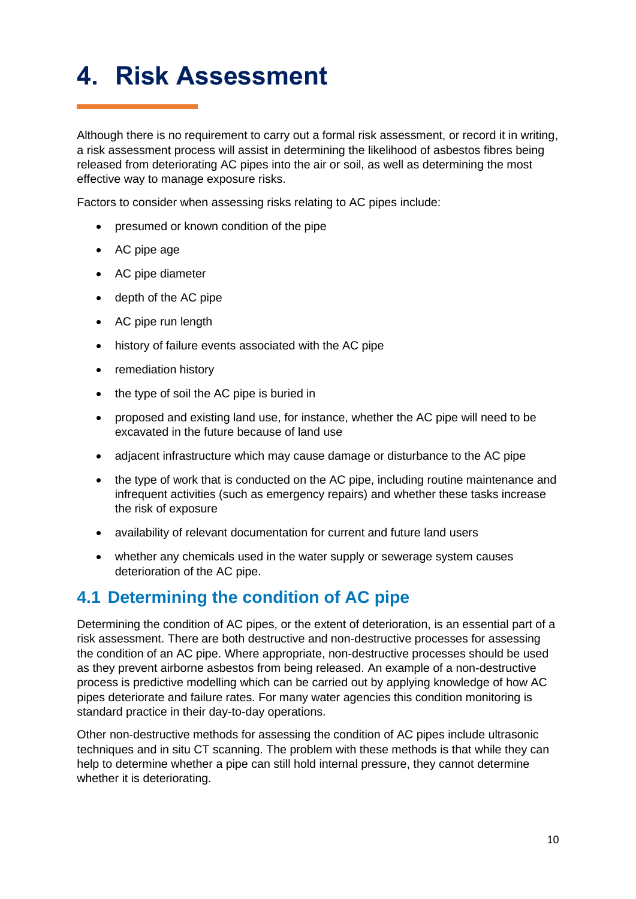# 4. Risk Assessment

Although there is no requirement to carry out a formal risk assessment, or record it in writing, a risk assessment process will assist in determining the likelihood of asbestos fibres being released from deteriorating AC pipes into the air or soil, as well as determining the most effective way to manage exposure risks.

Factors to consider when assessing risks relating to AC pipes include:

- presumed or known condition of the pipe
- AC pipe age
- AC pipe diameter
- depth of the AC pipe
- AC pipe run length
- history of failure events associated with the AC pipe
- remediation history
- the type of soil the AC pipe is buried in
- proposed and existing land use, for instance, whether the AC pipe will need to be excavated in the future because of land use
- adjacent infrastructure which may cause damage or disturbance to the AC pipe
- the type of work that is conducted on the AC pipe, including routine maintenance and infrequent activities (such as emergency repairs) and whether these tasks increase the risk of exposure
- availability of relevant documentation for current and future land users
- whether any chemicals used in the water supply or sewerage system causes deterioration of the AC pipe.

## 4.1 Determining the condition of AC pipe

Determining the condition of AC pipes, or the extent of deterioration, is an essential part of a risk assessment. There are both destructive and non-destructive processes for assessing the condition of an AC pipe. Where appropriate, non-destructive processes should be used as they prevent airborne asbestos from being released. An example of a non-destructive process is predictive modelling which can be carried out by applying knowledge of how AC pipes deteriorate and failure rates. For many water agencies this condition monitoring is standard practice in their day-to-day operations.

Other non-destructive methods for assessing the condition of AC pipes include ultrasonic techniques and in situ CT scanning. The problem with these methods is that while they can help to determine whether a pipe can still hold internal pressure, they cannot determine whether it is deteriorating.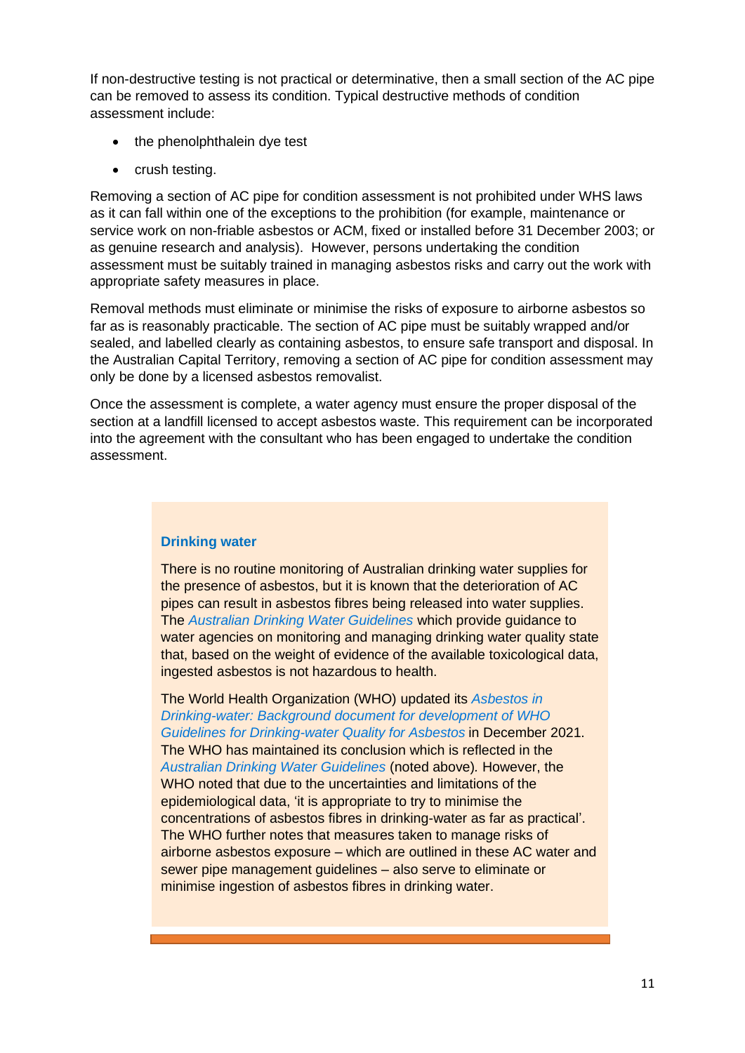If non-destructive testing is not practical or determinative, then a small section of the AC pipe can be removed to assess its condition. Typical destructive methods of condition assessment include:

- the phenolphthalein dye test
- crush testing.

Removing a section of AC pipe for condition assessment is not prohibited under WHS laws as it can fall within one of the exceptions to the prohibition (for example, maintenance or service work on non-friable asbestos or ACM, fixed or installed before 31 December 2003; or as genuine research and analysis). However, persons undertaking the condition assessment must be suitably trained in managing asbestos risks and carry out the work with appropriate safety measures in place.

Removal methods must eliminate or minimise the risks of exposure to airborne asbestos so far as is reasonably practicable. The section of AC pipe must be suitably wrapped and/or sealed, and labelled clearly as containing asbestos, to ensure safe transport and disposal. In the Australian Capital Territory, removing a section of AC pipe for condition assessment may only be done by a licensed asbestos removalist.

Once the assessment is complete, a water agency must ensure the proper disposal of the section at a landfill licensed to accept asbestos waste. This requirement can be incorporated into the agreement with the consultant who has been engaged to undertake the condition assessment.

**Drinking water**

There is no routine monitoring of Australian drinking water supplies for the presence of asbestos, but it is known that the deterioration of AC pipes can result in asbestos fibres being released into water supplies. The *Australian Drinking Water Guidelines* which provide guidance to water agencies on monitoring and managing drinking water quality state that, based on the weight of evidence of the available toxicological data, ingested asbestos is not hazardous to health.

The World Health Organization (WHO) updated its *Asbestos in Drinking-water: Background document for development of WHO Guidelines for Drinking-water Quality for Asbestos* in December 2021. The WHO has maintained its conclusion which is reflected in the *Australian Drinking Water Guidelines* (noted above). However, the WHO noted that due to the uncertainties and limitations of the epidemiological data, 'it is appropriate to try to minimise the concentrations of asbestos fibres in drinking-water as far as practical'. The WHO further notes that measures taken to manage risks of airborne asbestos exposure – which are outlined in these AC water and sewer pipe management guidelines – also serve to eliminate or minimise ingestion of asbestos fibres in drinking water.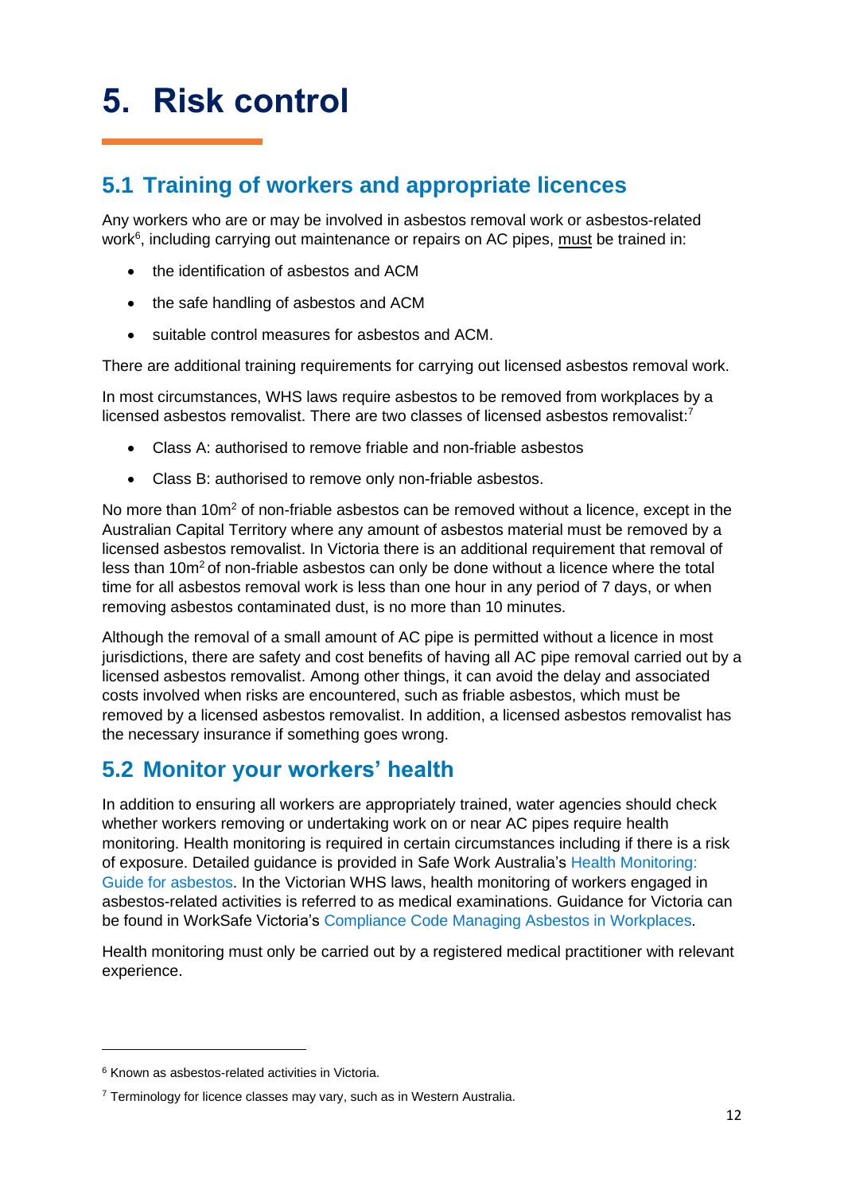# 5. Risk control

## 5.1 Training of workers and appropriate licences

Any workers who are or may be involved in asbestos removal work or asbestos-related work[6], including carrying out maintenance or repairs on AC pipes, <u>must</u> be trained in:

- the identification of asbestos and ACM
- the safe handling of asbestos and ACM
- suitable control measures for asbestos and ACM.

There are additional training requirements for carrying out licensed asbestos removal work.

In most circumstances, WHS laws require asbestos to be removed from workplaces by a licensed asbestos removalist. There are two classes of licensed asbestos removalist:[7]

- Class A: authorised to remove friable and non-friable asbestos
- Class B: authorised to remove only non-friable asbestos.

No more than $10m^2$ of non-friable asbestos can be removed without a licence, except in the Australian Capital Territory where any amount of asbestos material must be removed by a licensed asbestos removalist. In Victoria there is an additional requirement that removal of less than $10m^2$ of non-friable asbestos can only be done without a licence where the total time for all asbestos removal work is less than one hour in any period of 7 days, or when removing asbestos contaminated dust, is no more than 10 minutes.

Although the removal of a small amount of AC pipe is permitted without a licence in most jurisdictions, there are safety and cost benefits of having all AC pipe removal carried out by a licensed asbestos removalist. Among other things, it can avoid the delay and associated costs involved when risks are encountered, such as friable asbestos, which must be removed by a licensed asbestos removalist. In addition, a licensed asbestos removalist has the necessary insurance if something goes wrong.

## 5.2 Monitor your workers' health

In addition to ensuring all workers are appropriately trained, water agencies should check whether workers removing or undertaking work on or near AC pipes require health monitoring. Health monitoring is required in certain circumstances including if there is a risk of exposure. Detailed guidance is provided in Safe Work Australia's Health Monitoring: Guide for asbestos. In the Victorian WHS laws, health monitoring of workers engaged in asbestos-related activities is referred to as medical examinations. Guidance for Victoria can be found in WorkSafe Victoria's Compliance Code Managing Asbestos in Workplaces.

Health monitoring must only be carried out by a registered medical practitioner with relevant experience.

---

[6] Known as asbestos-related activities in Victoria.

[7] Terminology for licence classes may vary, such as in Western Australia.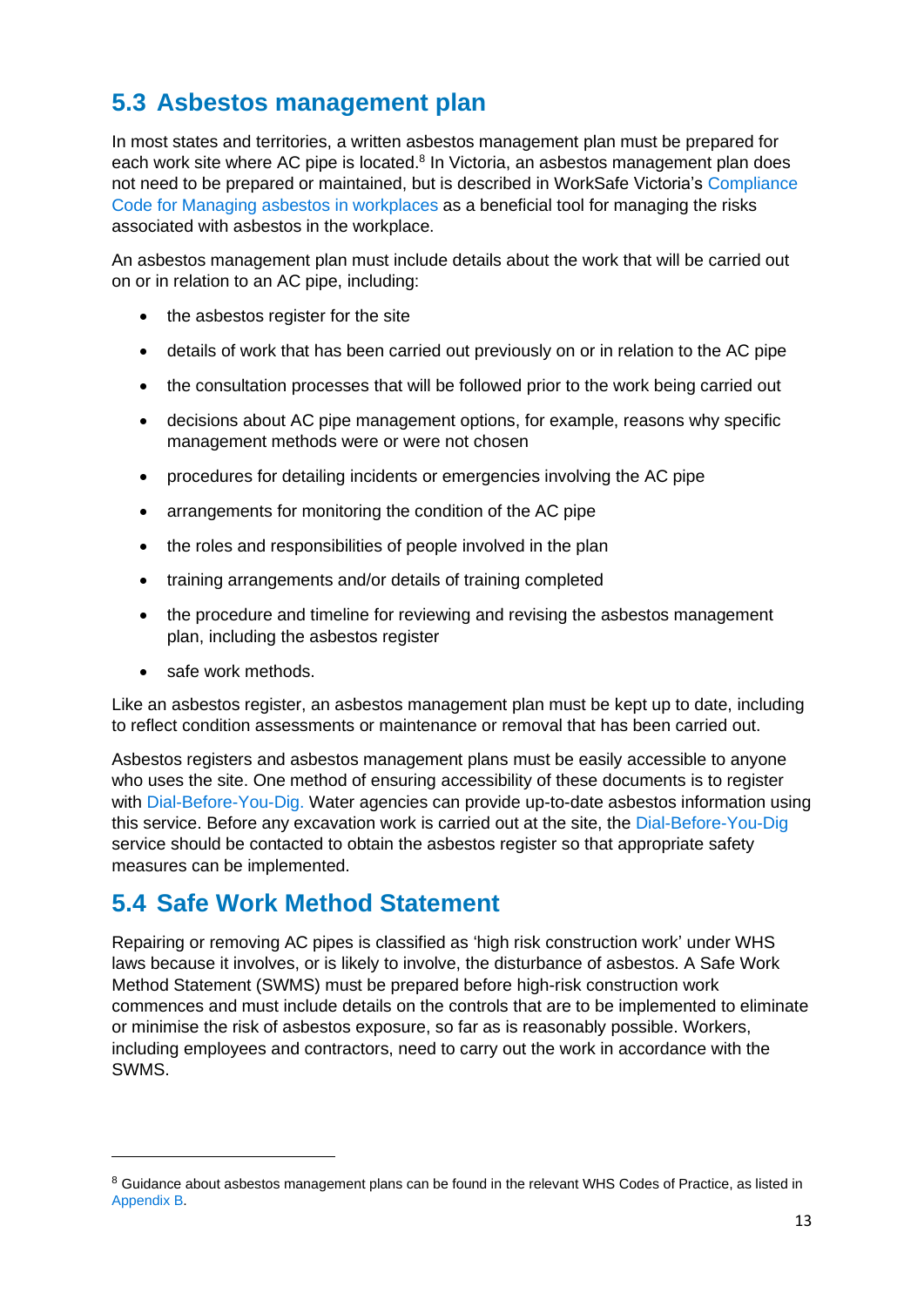## 5.3 Asbestos management plan

In most states and territories, a written asbestos management plan must be prepared for each work site where AC pipe is located.[8] In Victoria, an asbestos management plan does not need to be prepared or maintained, but is described in WorkSafe Victoria's Compliance Code for Managing asbestos in workplaces as a beneficial tool for managing the risks associated with asbestos in the workplace.

An asbestos management plan must include details about the work that will be carried out on or in relation to an AC pipe, including:

- the asbestos register for the site
- details of work that has been carried out previously on or in relation to the AC pipe
- the consultation processes that will be followed prior to the work being carried out
- decisions about AC pipe management options, for example, reasons why specific management methods were or were not chosen
- procedures for detailing incidents or emergencies involving the AC pipe
- arrangements for monitoring the condition of the AC pipe
- the roles and responsibilities of people involved in the plan
- training arrangements and/or details of training completed
- the procedure and timeline for reviewing and revising the asbestos management plan, including the asbestos register
- safe work methods.

Like an asbestos register, an asbestos management plan must be kept up to date, including to reflect condition assessments or maintenance or removal that has been carried out.

Asbestos registers and asbestos management plans must be easily accessible to anyone who uses the site. One method of ensuring accessibility of these documents is to register with Dial-Before-You-Dig. Water agencies can provide up-to-date asbestos information using this service. Before any excavation work is carried out at the site, the Dial-Before-You-Dig service should be contacted to obtain the asbestos register so that appropriate safety measures can be implemented.

## 5.4 Safe Work Method Statement

Repairing or removing AC pipes is classified as 'high risk construction work' under WHS laws because it involves, or is likely to involve, the disturbance of asbestos. A Safe Work Method Statement (SWMS) must be prepared before high-risk construction work commences and must include details on the controls that are to be implemented to eliminate or minimise the risk of asbestos exposure, so far as is reasonably possible. Workers, including employees and contractors, need to carry out the work in accordance with the SWMS.

---

[8] Guidance about asbestos management plans can be found in the relevant WHS Codes of Practice, as listed in Appendix B.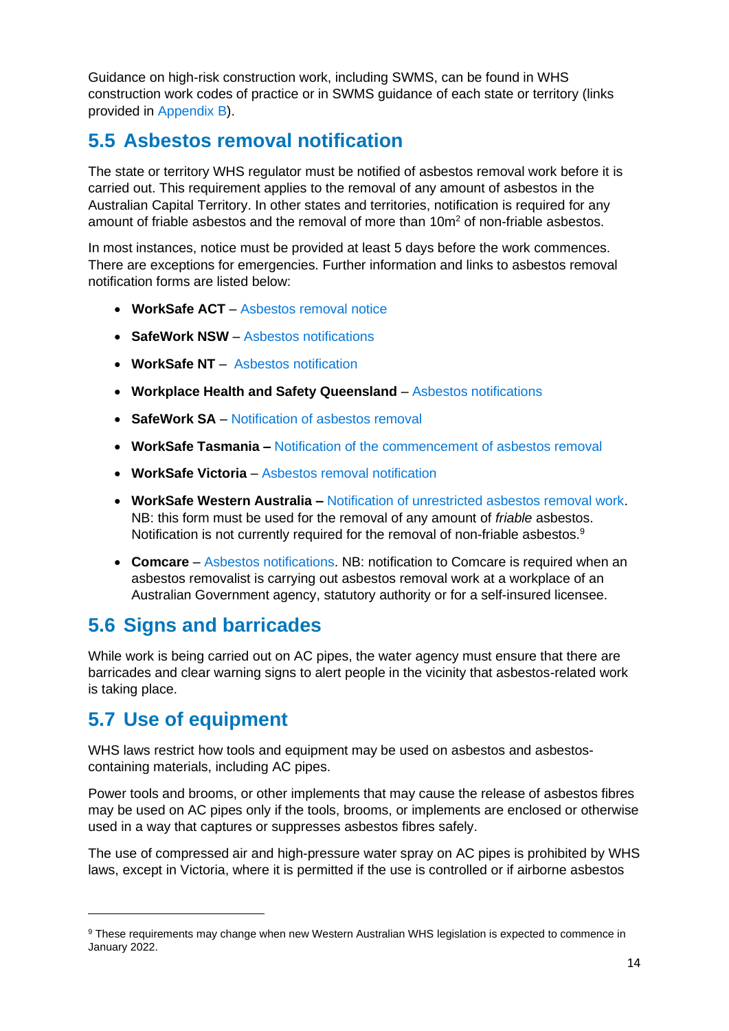Guidance on high-risk construction work, including SWMS, can be found in WHS construction work codes of practice or in SWMS guidance of each state or territory (links provided in Appendix B).

## 5.5 Asbestos removal notification

The state or territory WHS regulator must be notified of asbestos removal work before it is carried out. This requirement applies to the removal of any amount of asbestos in the Australian Capital Territory. In other states and territories, notification is required for any amount of friable asbestos and the removal of more than $10m^2$ of non-friable asbestos.

In most instances, notice must be provided at least 5 days before the work commences. There are exceptions for emergencies. Further information and links to asbestos removal notification forms are listed below:

- **WorkSafe ACT** – Asbestos removal notice
- **SafeWork NSW** – Asbestos notifications
- **WorkSafe NT** – Asbestos notification
- **Workplace Health and Safety Queensland** – Asbestos notifications
- **SafeWork SA** – Notification of asbestos removal
- **WorkSafe Tasmania –** Notification of the commencement of asbestos removal
- **WorkSafe Victoria** – Asbestos removal notification
- **WorkSafe Western Australia –** Notification of unrestricted asbestos removal work. NB: this form must be used for the removal of any amount of *friable* asbestos. Notification is not currently required for the removal of non-friable asbestos.[9]
- **Comcare** – Asbestos notifications. NB: notification to Comcare is required when an asbestos removalist is carrying out asbestos removal work at a workplace of an Australian Government agency, statutory authority or for a self-insured licensee.

## 5.6 Signs and barricades

While work is being carried out on AC pipes, the water agency must ensure that there are barricades and clear warning signs to alert people in the vicinity that asbestos-related work is taking place.

## 5.7 Use of equipment

WHS laws restrict how tools and equipment may be used on asbestos and asbestos-containing materials, including AC pipes.

Power tools and brooms, or other implements that may cause the release of asbestos fibres may be used on AC pipes only if the tools, brooms, or implements are enclosed or otherwise used in a way that captures or suppresses asbestos fibres safely.

The use of compressed air and high-pressure water spray on AC pipes is prohibited by WHS laws, except in Victoria, where it is permitted if the use is controlled or if airborne asbestos

[9] These requirements may change when new Western Australian WHS legislation is expected to commence in January 2022.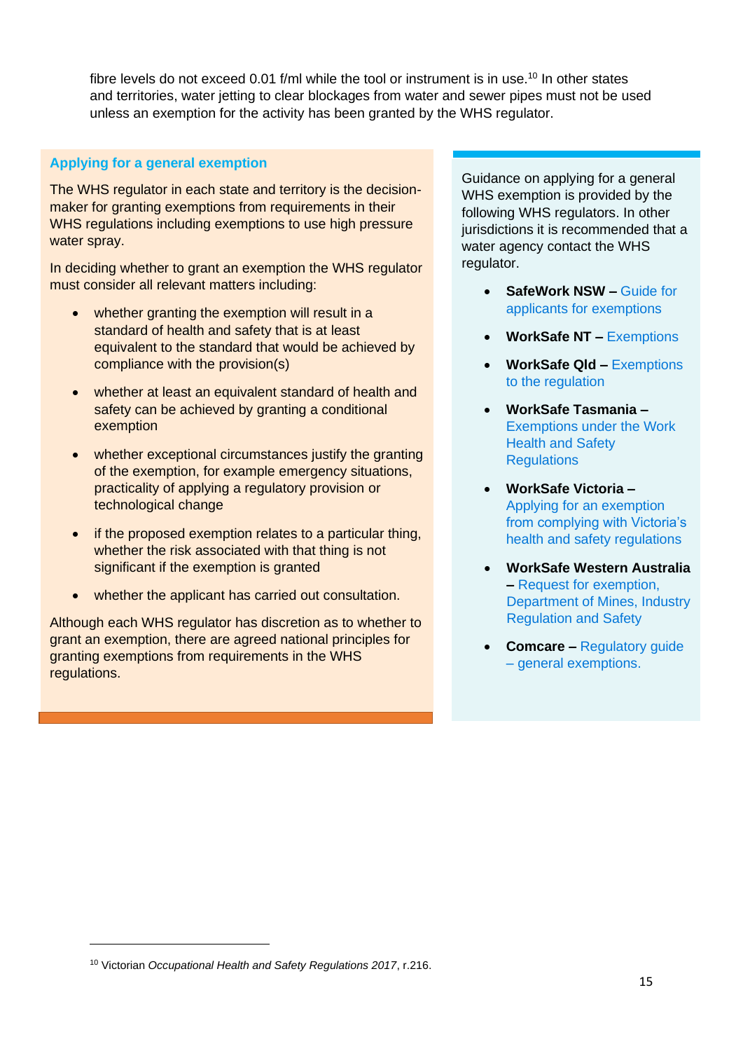fibre levels do not exceed 0.01 f/ml while the tool or instrument is in use.[10] In other states and territories, water jetting to clear blockages from water and sewer pipes must not be used unless an exemption for the activity has been granted by the WHS regulator.

### Applying for a general exemption

The WHS regulator in each state and territory is the decision-maker for granting exemptions from requirements in their WHS regulations including exemptions to use high pressure water spray.

In deciding whether to grant an exemption the WHS regulator must consider all relevant matters including:

- whether granting the exemption will result in a standard of health and safety that is at least equivalent to the standard that would be achieved by compliance with the provision(s)
- whether at least an equivalent standard of health and safety can be achieved by granting a conditional exemption
- whether exceptional circumstances justify the granting of the exemption, for example emergency situations, practicality of applying a regulatory provision or technological change
- if the proposed exemption relates to a particular thing, whether the risk associated with that thing is not significant if the exemption is granted
- whether the applicant has carried out consultation.

Although each WHS regulator has discretion as to whether to grant an exemption, there are agreed national principles for granting exemptions from requirements in the WHS regulations.

Guidance on applying for a general WHS exemption is provided by the following WHS regulators. In other jurisdictions it is recommended that a water agency contact the WHS regulator.

- **SafeWork NSW –** Guide for applicants for exemptions
- **WorkSafe NT –** Exemptions
- **WorkSafe Qld –** Exemptions to the regulation
- **WorkSafe Tasmania –** Exemptions under the Work Health and Safety Regulations
- **WorkSafe Victoria –** Applying for an exemption from complying with Victoria's health and safety regulations
- **WorkSafe Western Australia –** Request for exemption, Department of Mines, Industry Regulation and Safety
- **Comcare –** Regulatory guide – general exemptions.

---

[10] Victorian *Occupational Health and Safety Regulations 2017*, r.216.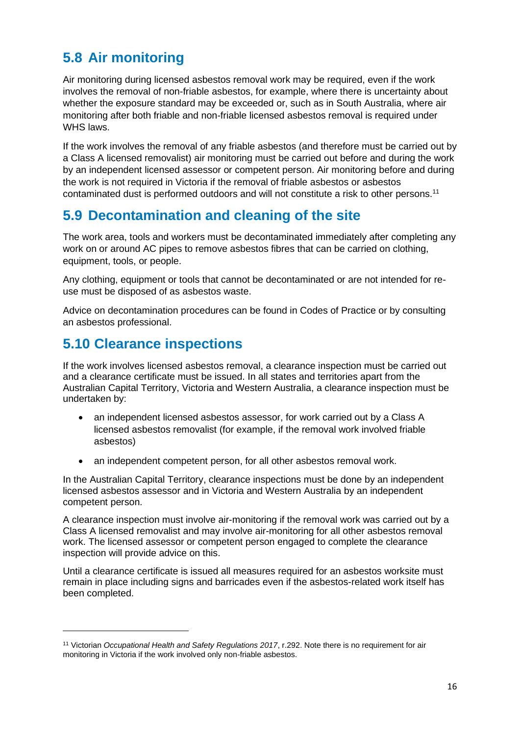## 5.8 Air monitoring

Air monitoring during licensed asbestos removal work may be required, even if the work involves the removal of non-friable asbestos, for example, where there is uncertainty about whether the exposure standard may be exceeded or, such as in South Australia, where air monitoring after both friable and non-friable licensed asbestos removal is required under WHS laws.

If the work involves the removal of any friable asbestos (and therefore must be carried out by a Class A licensed removalist) air monitoring must be carried out before and during the work by an independent licensed assessor or competent person. Air monitoring before and during the work is not required in Victoria if the removal of friable asbestos or asbestos contaminated dust is performed outdoors and will not constitute a risk to other persons.[11]

## 5.9 Decontamination and cleaning of the site

The work area, tools and workers must be decontaminated immediately after completing any work on or around AC pipes to remove asbestos fibres that can be carried on clothing, equipment, tools, or people.

Any clothing, equipment or tools that cannot be decontaminated or are not intended for re-use must be disposed of as asbestos waste.

Advice on decontamination procedures can be found in Codes of Practice or by consulting an asbestos professional.

## 5.10 Clearance inspections

If the work involves licensed asbestos removal, a clearance inspection must be carried out and a clearance certificate must be issued. In all states and territories apart from the Australian Capital Territory, Victoria and Western Australia, a clearance inspection must be undertaken by:

- an independent licensed asbestos assessor, for work carried out by a Class A licensed asbestos removalist (for example, if the removal work involved friable asbestos)
- an independent competent person, for all other asbestos removal work.

In the Australian Capital Territory, clearance inspections must be done by an independent licensed asbestos assessor and in Victoria and Western Australia by an independent competent person.

A clearance inspection must involve air-monitoring if the removal work was carried out by a Class A licensed removalist and may involve air-monitoring for all other asbestos removal work. The licensed assessor or competent person engaged to complete the clearance inspection will provide advice on this.

Until a clearance certificate is issued all measures required for an asbestos worksite must remain in place including signs and barricades even if the asbestos-related work itself has been completed.

---

[11] Victorian *Occupational Health and Safety Regulations 2017*, r.292. Note there is no requirement for air monitoring in Victoria if the work involved only non-friable asbestos.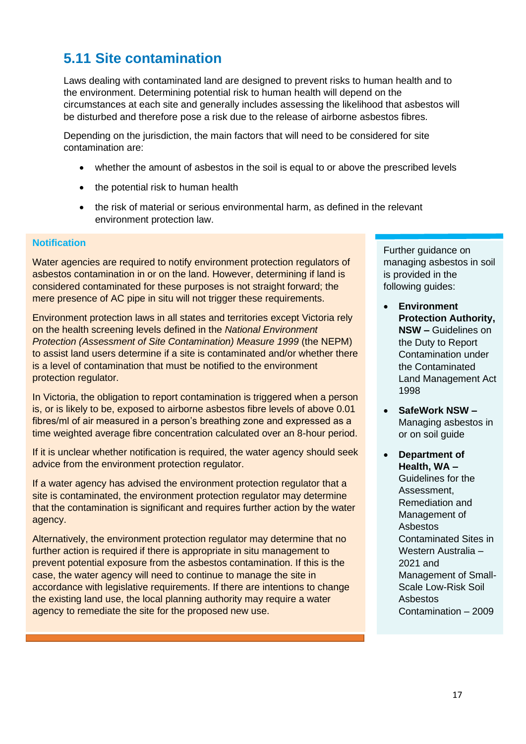## 5.11 Site contamination

Laws dealing with contaminated land are designed to prevent risks to human health and to the environment. Determining potential risk to human health will depend on the circumstances at each site and generally includes assessing the likelihood that asbestos will be disturbed and therefore pose a risk due to the release of airborne asbestos fibres.

Depending on the jurisdiction, the main factors that will need to be considered for site contamination are:

- whether the amount of asbestos in the soil is equal to or above the prescribed levels
- the potential risk to human health
- the risk of material or serious environmental harm, as defined in the relevant environment protection law.

### Notification

Water agencies are required to notify environment protection regulators of asbestos contamination in or on the land. However, determining if land is considered contaminated for these purposes is not straight forward; the mere presence of AC pipe in situ will not trigger these requirements.

Environment protection laws in all states and territories except Victoria rely on the health screening levels defined in the *National Environment Protection (Assessment of Site Contamination) Measure 1999* (the NEPM) to assist land users determine if a site is contaminated and/or whether there is a level of contamination that must be notified to the environment protection regulator.

In Victoria, the obligation to report contamination is triggered when a person is, or is likely to be, exposed to airborne asbestos fibre levels of above 0.01 fibres/ml of air measured in a person's breathing zone and expressed as a time weighted average fibre concentration calculated over an 8-hour period.

If it is unclear whether notification is required, the water agency should seek advice from the environment protection regulator.

If a water agency has advised the environment protection regulator that a site is contaminated, the environment protection regulator may determine that the contamination is significant and requires further action by the water agency.

Alternatively, the environment protection regulator may determine that no further action is required if there is appropriate in situ management to prevent potential exposure from the asbestos contamination. If this is the case, the water agency will need to continue to manage the site in accordance with legislative requirements. If there are intentions to change the existing land use, the local planning authority may require a water agency to remediate the site for the proposed new use.

Further guidance on managing asbestos in soil is provided in the following guides:

- **Environment Protection Authority, NSW –** Guidelines on the Duty to Report Contamination under the Contaminated Land Management Act 1998
- **SafeWork NSW –** Managing asbestos in or on soil guide
- **Department of Health, WA –** Guidelines for the Assessment, Remediation and Management of Asbestos Contaminated Sites in Western Australia – 2021 and Management of Small-Scale Low-Risk Soil Asbestos Contamination – 2009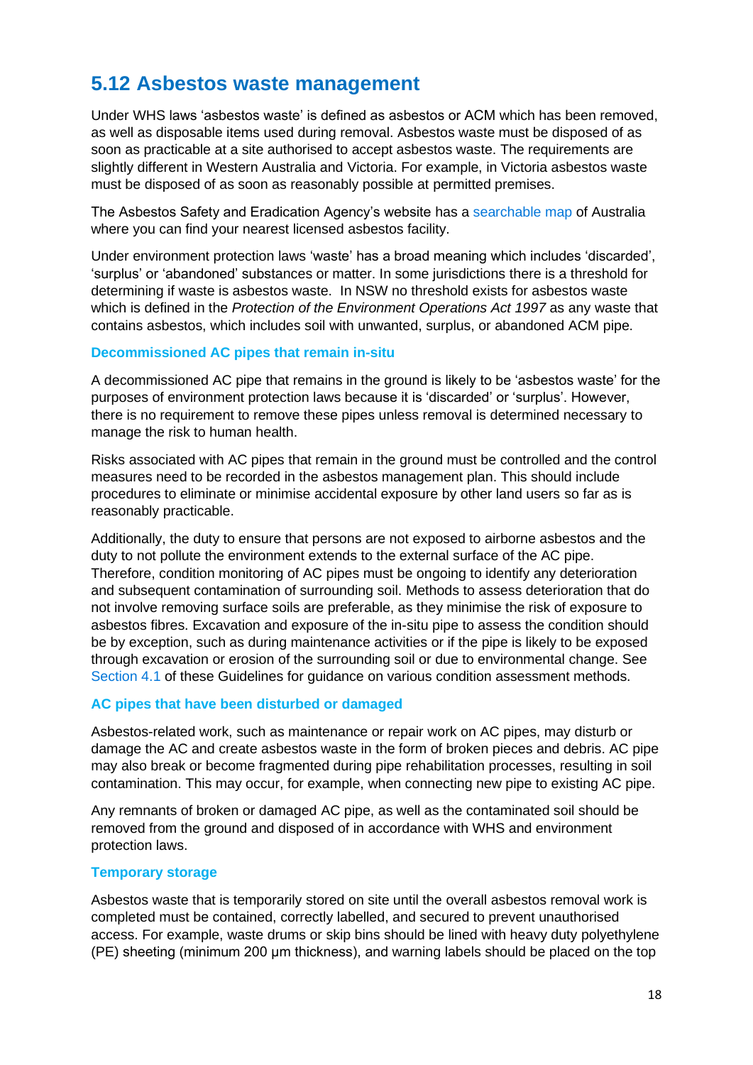## 5.12 Asbestos waste management

Under WHS laws 'asbestos waste' is defined as asbestos or ACM which has been removed, as well as disposable items used during removal. Asbestos waste must be disposed of as soon as practicable at a site authorised to accept asbestos waste. The requirements are slightly different in Western Australia and Victoria. For example, in Victoria asbestos waste must be disposed of as soon as reasonably possible at permitted premises.

The Asbestos Safety and Eradication Agency's website has a searchable map of Australia where you can find your nearest licensed asbestos facility.

Under environment protection laws 'waste' has a broad meaning which includes 'discarded', 'surplus' or 'abandoned' substances or matter. In some jurisdictions there is a threshold for determining if waste is asbestos waste. In NSW no threshold exists for asbestos waste which is defined in the *Protection of the Environment Operations Act 1997* as any waste that contains asbestos, which includes soil with unwanted, surplus, or abandoned ACM pipe.

### Decommissioned AC pipes that remain in-situ

A decommissioned AC pipe that remains in the ground is likely to be 'asbestos waste' for the purposes of environment protection laws because it is 'discarded' or 'surplus'. However, there is no requirement to remove these pipes unless removal is determined necessary to manage the risk to human health.

Risks associated with AC pipes that remain in the ground must be controlled and the control measures need to be recorded in the asbestos management plan. This should include procedures to eliminate or minimise accidental exposure by other land users so far as is reasonably practicable.

Additionally, the duty to ensure that persons are not exposed to airborne asbestos and the duty to not pollute the environment extends to the external surface of the AC pipe. Therefore, condition monitoring of AC pipes must be ongoing to identify any deterioration and subsequent contamination of surrounding soil. Methods to assess deterioration that do not involve removing surface soils are preferable, as they minimise the risk of exposure to asbestos fibres. Excavation and exposure of the in-situ pipe to assess the condition should be by exception, such as during maintenance activities or if the pipe is likely to be exposed through excavation or erosion of the surrounding soil or due to environmental change. See Section 4.1 of these Guidelines for guidance on various condition assessment methods.

### AC pipes that have been disturbed or damaged

Asbestos-related work, such as maintenance or repair work on AC pipes, may disturb or damage the AC and create asbestos waste in the form of broken pieces and debris. AC pipe may also break or become fragmented during pipe rehabilitation processes, resulting in soil contamination. This may occur, for example, when connecting new pipe to existing AC pipe.

Any remnants of broken or damaged AC pipe, as well as the contaminated soil should be removed from the ground and disposed of in accordance with WHS and environment protection laws.

### Temporary storage

Asbestos waste that is temporarily stored on site until the overall asbestos removal work is completed must be contained, correctly labelled, and secured to prevent unauthorised access. For example, waste drums or skip bins should be lined with heavy duty polyethylene (PE) sheeting (minimum 200 μm thickness), and warning labels should be placed on the top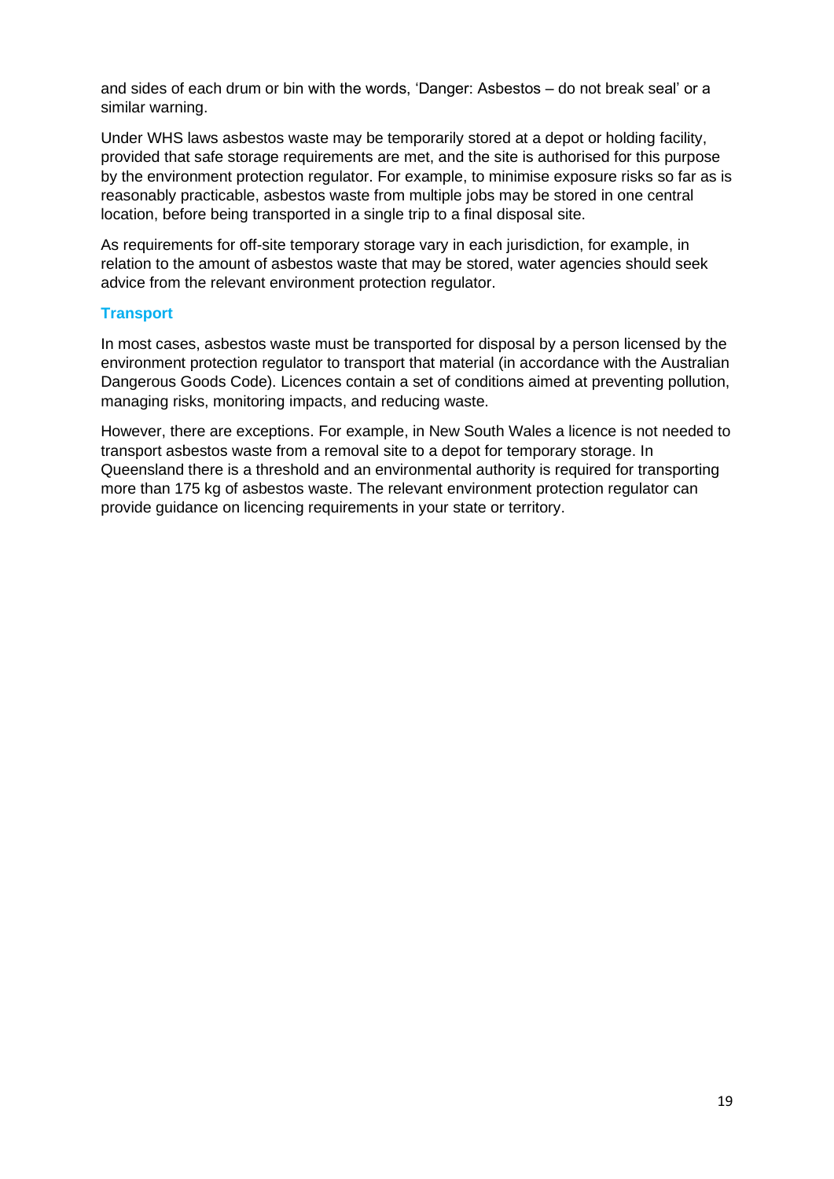and sides of each drum or bin with the words, 'Danger: Asbestos – do not break seal' or a similar warning.

Under WHS laws asbestos waste may be temporarily stored at a depot or holding facility, provided that safe storage requirements are met, and the site is authorised for this purpose by the environment protection regulator. For example, to minimise exposure risks so far as is reasonably practicable, asbestos waste from multiple jobs may be stored in one central location, before being transported in a single trip to a final disposal site.

As requirements for off-site temporary storage vary in each jurisdiction, for example, in relation to the amount of asbestos waste that may be stored, water agencies should seek advice from the relevant environment protection regulator.

### Transport

In most cases, asbestos waste must be transported for disposal by a person licensed by the environment protection regulator to transport that material (in accordance with the Australian Dangerous Goods Code). Licences contain a set of conditions aimed at preventing pollution, managing risks, monitoring impacts, and reducing waste.

However, there are exceptions. For example, in New South Wales a licence is not needed to transport asbestos waste from a removal site to a depot for temporary storage. In Queensland there is a threshold and an environmental authority is required for transporting more than 175 kg of asbestos waste. The relevant environment protection regulator can provide guidance on licencing requirements in your state or territory.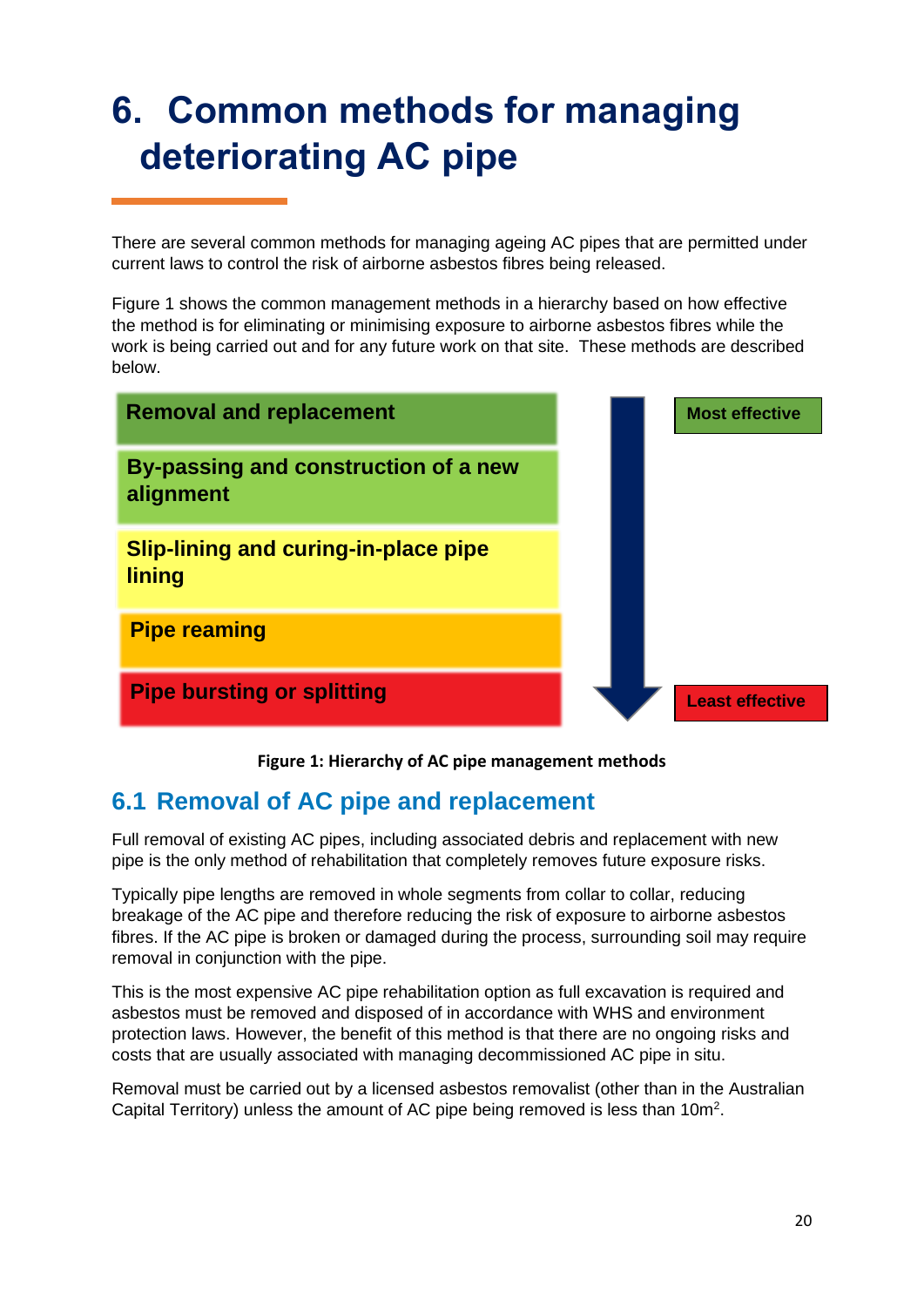# 6. Common methods for managing deteriorating AC pipe

There are several common methods for managing ageing AC pipes that are permitted under current laws to control the risk of airborne asbestos fibres being released.

Figure 1 shows the common management methods in a hierarchy based on how effective the method is for eliminating or minimising exposure to airborne asbestos fibres while the work is being carried out and for any future work on that site. These methods are described below.

| Method | Effectiveness |
| --- | --- |
| **Removal and replacement** | **Most effective** |
| **By-passing and construction of a new alignment** | |
| **Slip-lining and curing-in-place pipe lining** | |
| **Pipe reaming** | |
| **Pipe bursting or splitting** | **Least effective** |

**Figure 1: Hierarchy of AC pipe management methods**

## 6.1 Removal of AC pipe and replacement

Full removal of existing AC pipes, including associated debris and replacement with new pipe is the only method of rehabilitation that completely removes future exposure risks.

Typically pipe lengths are removed in whole segments from collar to collar, reducing breakage of the AC pipe and therefore reducing the risk of exposure to airborne asbestos fibres. If the AC pipe is broken or damaged during the process, surrounding soil may require removal in conjunction with the pipe.

This is the most expensive AC pipe rehabilitation option as full excavation is required and asbestos must be removed and disposed of in accordance with WHS and environment protection laws. However, the benefit of this method is that there are no ongoing risks and costs that are usually associated with managing decommissioned AC pipe in situ.

Removal must be carried out by a licensed asbestos removalist (other than in the Australian Capital Territory) unless the amount of AC pipe being removed is less than $10m^2$.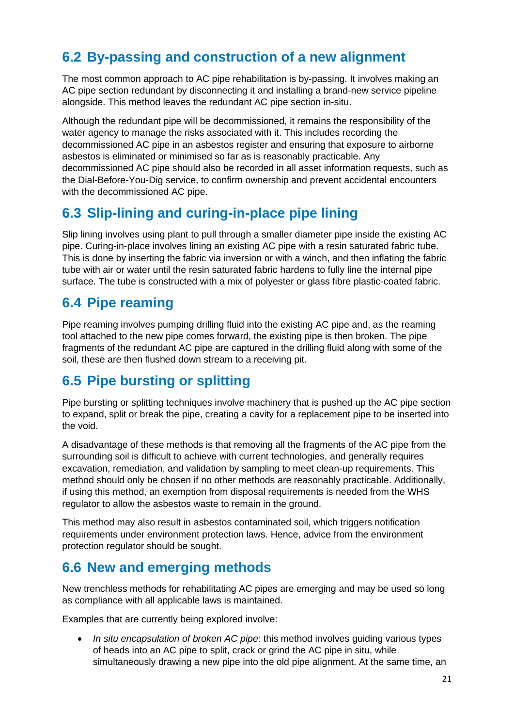## 6.2 By-passing and construction of a new alignment

The most common approach to AC pipe rehabilitation is by-passing. It involves making an AC pipe section redundant by disconnecting it and installing a brand-new service pipeline alongside. This method leaves the redundant AC pipe section in-situ.

Although the redundant pipe will be decommissioned, it remains the responsibility of the water agency to manage the risks associated with it. This includes recording the decommissioned AC pipe in an asbestos register and ensuring that exposure to airborne asbestos is eliminated or minimised so far as is reasonably practicable. Any decommissioned AC pipe should also be recorded in all asset information requests, such as the Dial-Before-You-Dig service, to confirm ownership and prevent accidental encounters with the decommissioned AC pipe.

## 6.3 Slip-lining and curing-in-place pipe lining

Slip lining involves using plant to pull through a smaller diameter pipe inside the existing AC pipe. Curing-in-place involves lining an existing AC pipe with a resin saturated fabric tube. This is done by inserting the fabric via inversion or with a winch, and then inflating the fabric tube with air or water until the resin saturated fabric hardens to fully line the internal pipe surface. The tube is constructed with a mix of polyester or glass fibre plastic-coated fabric.

## 6.4 Pipe reaming

Pipe reaming involves pumping drilling fluid into the existing AC pipe and, as the reaming tool attached to the new pipe comes forward, the existing pipe is then broken. The pipe fragments of the redundant AC pipe are captured in the drilling fluid along with some of the soil, these are then flushed down stream to a receiving pit.

## 6.5 Pipe bursting or splitting

Pipe bursting or splitting techniques involve machinery that is pushed up the AC pipe section to expand, split or break the pipe, creating a cavity for a replacement pipe to be inserted into the void.

A disadvantage of these methods is that removing all the fragments of the AC pipe from the surrounding soil is difficult to achieve with current technologies, and generally requires excavation, remediation, and validation by sampling to meet clean-up requirements. This method should only be chosen if no other methods are reasonably practicable. Additionally, if using this method, an exemption from disposal requirements is needed from the WHS regulator to allow the asbestos waste to remain in the ground.

This method may also result in asbestos contaminated soil, which triggers notification requirements under environment protection laws. Hence, advice from the environment protection regulator should be sought.

## 6.6 New and emerging methods

New trenchless methods for rehabilitating AC pipes are emerging and may be used so long as compliance with all applicable laws is maintained.

Examples that are currently being explored involve:

- *In situ encapsulation of broken AC pipe*: this method involves guiding various types of heads into an AC pipe to split, crack or grind the AC pipe in situ, while simultaneously drawing a new pipe into the old pipe alignment. At the same time, an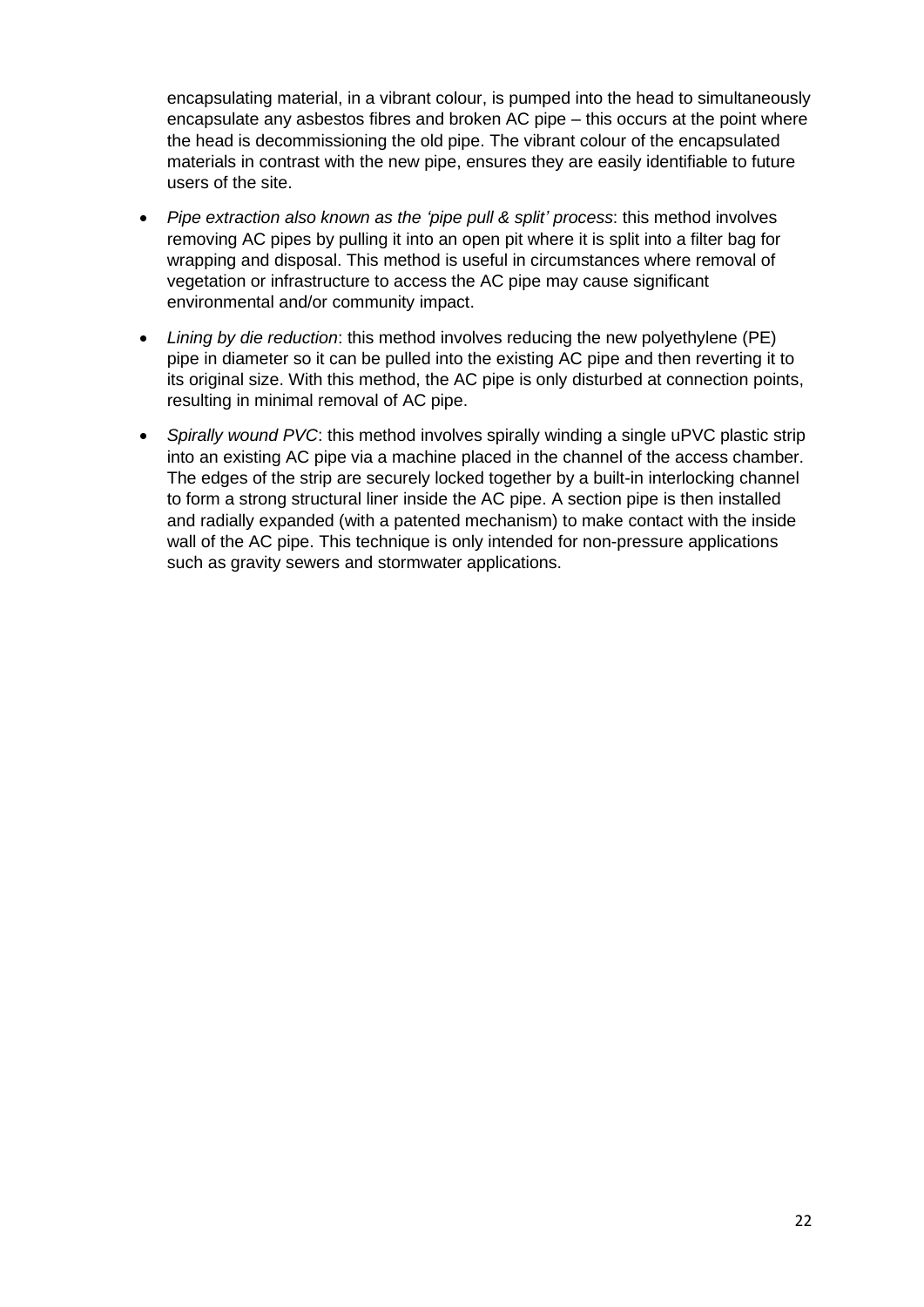encapsulating material, in a vibrant colour, is pumped into the head to simultaneously encapsulate any asbestos fibres and broken AC pipe – this occurs at the point where the head is decommissioning the old pipe. The vibrant colour of the encapsulated materials in contrast with the new pipe, ensures they are easily identifiable to future users of the site.

- *Pipe extraction also known as the 'pipe pull & split' process*: this method involves removing AC pipes by pulling it into an open pit where it is split into a filter bag for wrapping and disposal. This method is useful in circumstances where removal of vegetation or infrastructure to access the AC pipe may cause significant environmental and/or community impact.
- *Lining by die reduction*: this method involves reducing the new polyethylene (PE) pipe in diameter so it can be pulled into the existing AC pipe and then reverting it to its original size. With this method, the AC pipe is only disturbed at connection points, resulting in minimal removal of AC pipe.
- *Spirally wound PVC*: this method involves spirally winding a single uPVC plastic strip into an existing AC pipe via a machine placed in the channel of the access chamber. The edges of the strip are securely locked together by a built-in interlocking channel to form a strong structural liner inside the AC pipe. A section pipe is then installed and radially expanded (with a patented mechanism) to make contact with the inside wall of the AC pipe. This technique is only intended for non-pressure applications such as gravity sewers and stormwater applications.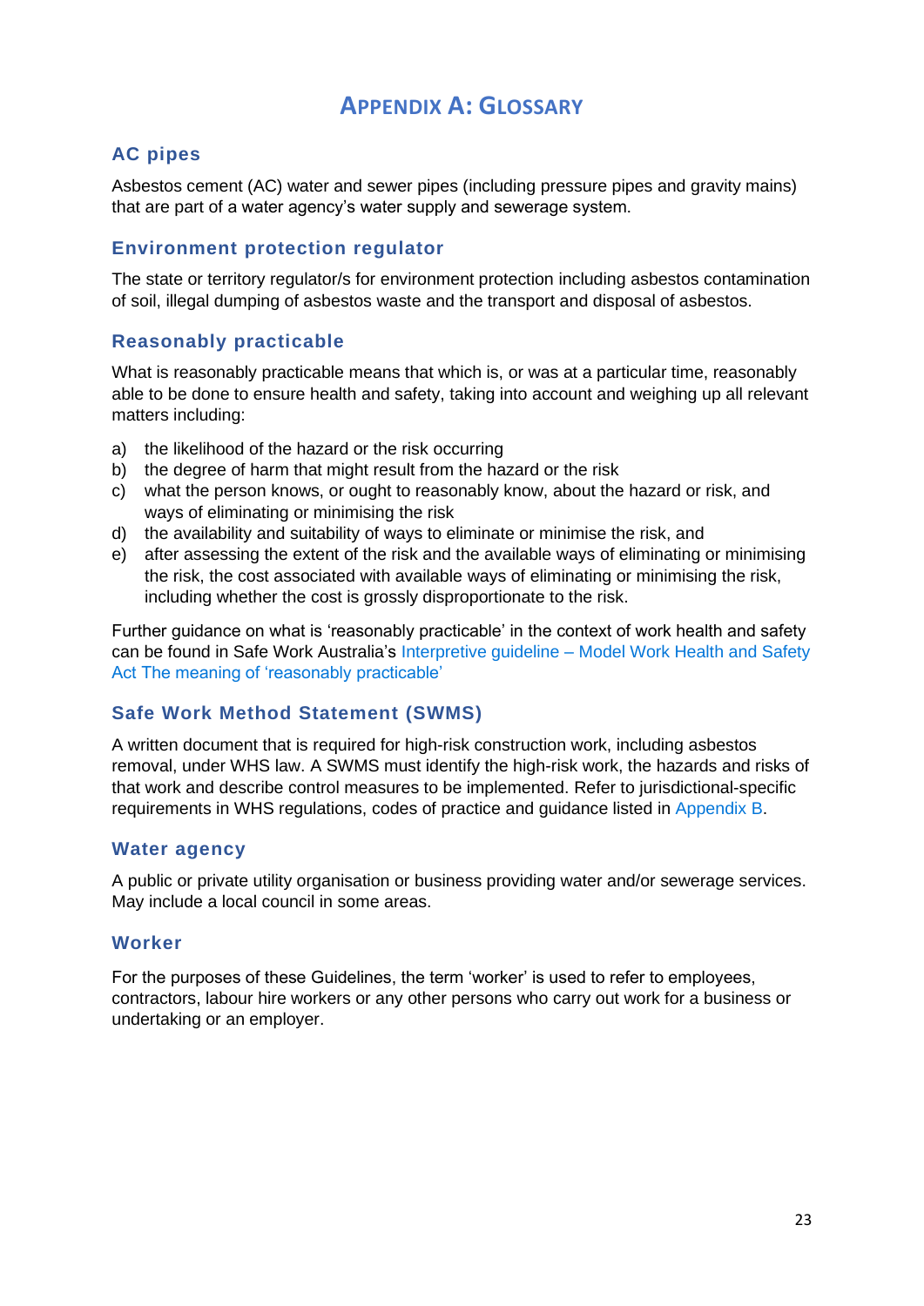# Appendix A: Glossary

## AC pipes

Asbestos cement (AC) water and sewer pipes (including pressure pipes and gravity mains) that are part of a water agency's water supply and sewerage system.

## Environment protection regulator

The state or territory regulator/s for environment protection including asbestos contamination of soil, illegal dumping of asbestos waste and the transport and disposal of asbestos.

## Reasonably practicable

What is reasonably practicable means that which is, or was at a particular time, reasonably able to be done to ensure health and safety, taking into account and weighing up all relevant matters including:

a) the likelihood of the hazard or the risk occurring
b) the degree of harm that might result from the hazard or the risk
c) what the person knows, or ought to reasonably know, about the hazard or risk, and ways of eliminating or minimising the risk
d) the availability and suitability of ways to eliminate or minimise the risk, and
e) after assessing the extent of the risk and the available ways of eliminating or minimising the risk, the cost associated with available ways of eliminating or minimising the risk, including whether the cost is grossly disproportionate to the risk.

Further guidance on what is 'reasonably practicable' in the context of work health and safety can be found in Safe Work Australia's Interpretive guideline – Model Work Health and Safety Act The meaning of 'reasonably practicable'

## Safe Work Method Statement (SWMS)

A written document that is required for high-risk construction work, including asbestos removal, under WHS law. A SWMS must identify the high-risk work, the hazards and risks of that work and describe control measures to be implemented. Refer to jurisdictional-specific requirements in WHS regulations, codes of practice and guidance listed in Appendix B.

## Water agency

A public or private utility organisation or business providing water and/or sewerage services. May include a local council in some areas.

## Worker

For the purposes of these Guidelines, the term 'worker' is used to refer to employees, contractors, labour hire workers or any other persons who carry out work for a business or undertaking or an employer.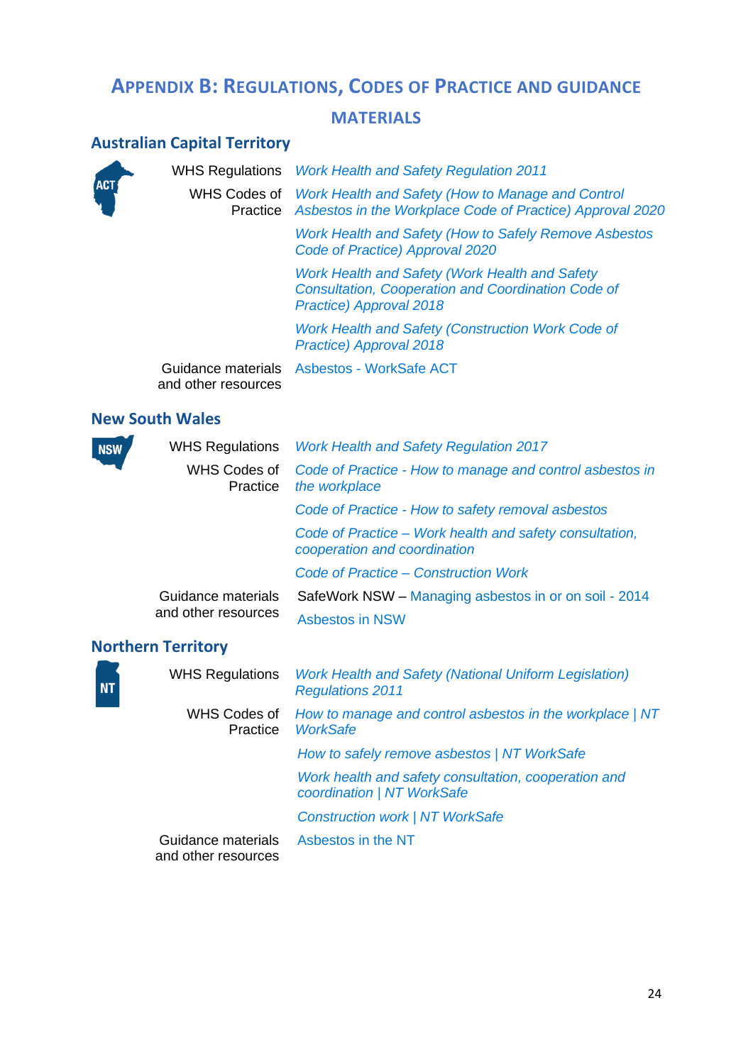# Appendix B: Regulations, Codes of Practice and guidance materials

## Australian Capital Territory

| | |
|---|---|
| WHS Regulations | *Work Health and Safety Regulation 2011* |
| WHS Codes of Practice | *Work Health and Safety (How to Manage and Control Asbestos in the Workplace Code of Practice) Approval 2020* |
| | *Work Health and Safety (How to Safely Remove Asbestos Code of Practice) Approval 2020* |
| | *Work Health and Safety (Work Health and Safety Consultation, Cooperation and Coordination Code of Practice) Approval 2018* |
| | *Work Health and Safety (Construction Work Code of Practice) Approval 2018* |
| Guidance materials and other resources | Asbestos - WorkSafe ACT |

## New South Wales

| | |
|---|---|
| WHS Regulations | *Work Health and Safety Regulation 2017* |
| WHS Codes of Practice | *Code of Practice - How to manage and control asbestos in the workplace* |
| | *Code of Practice - How to safety removal asbestos* |
| | *Code of Practice – Work health and safety consultation, cooperation and coordination* |
| | *Code of Practice – Construction Work* |
| Guidance materials and other resources | SafeWork NSW – Managing asbestos in or on soil - 2014 |
| | Asbestos in NSW |

## Northern Territory

| | |
|---|---|
| WHS Regulations | *Work Health and Safety (National Uniform Legislation) Regulations 2011* |
| WHS Codes of Practice | *How to manage and control asbestos in the workplace \| NT WorkSafe* |
| | *How to safely remove asbestos \| NT WorkSafe* |
| | *Work health and safety consultation, cooperation and coordination \| NT WorkSafe* |
| | *Construction work \| NT WorkSafe* |
| Guidance materials and other resources | Asbestos in the NT |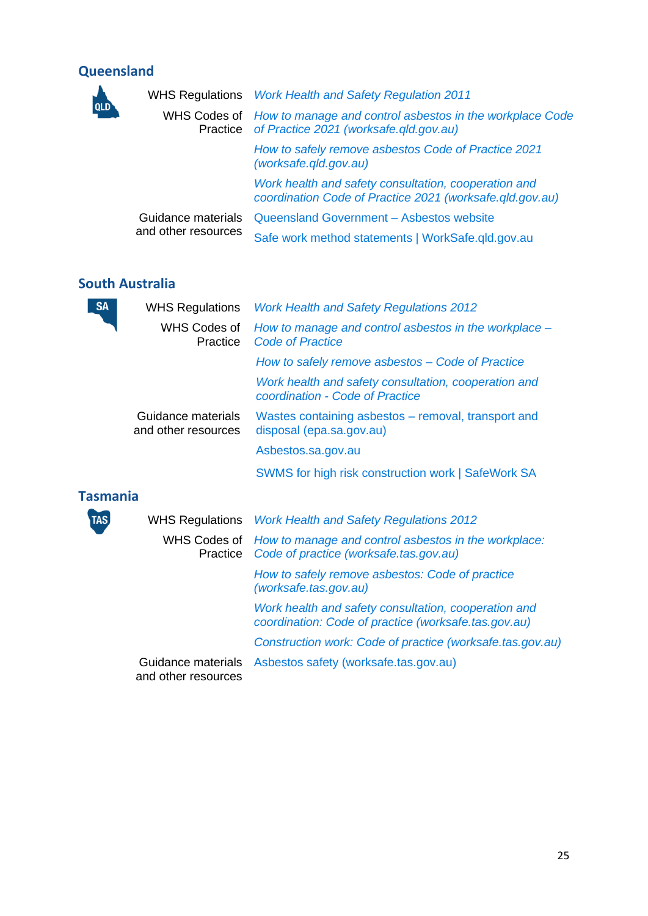## Queensland

| | |
|---|---|
| WHS Regulations | *Work Health and Safety Regulation 2011* |
| WHS Codes of Practice | *How to manage and control asbestos in the workplace Code of Practice 2021 (worksafe.qld.gov.au)* |
| | *How to safely remove asbestos Code of Practice 2021 (worksafe.qld.gov.au)* |
| | *Work health and safety consultation, cooperation and coordination Code of Practice 2021 (worksafe.qld.gov.au)* |
| Guidance materials and other resources | Queensland Government – Asbestos website |
| | Safe work method statements \| WorkSafe.qld.gov.au |

## South Australia

| | |
|---|---|
| WHS Regulations | *Work Health and Safety Regulations 2012* |
| WHS Codes of Practice | *How to manage and control asbestos in the workplace – Code of Practice* |
| | *How to safely remove asbestos – Code of Practice* |
| | *Work health and safety consultation, cooperation and coordination - Code of Practice* |
| Guidance materials and other resources | Wastes containing asbestos – removal, transport and disposal (epa.sa.gov.au) |
| | Asbestos.sa.gov.au |
| | SWMS for high risk construction work \| SafeWork SA |

## Tasmania

| | |
|---|---|
| WHS Regulations | *Work Health and Safety Regulations 2012* |
| WHS Codes of Practice | *How to manage and control asbestos in the workplace: Code of practice (worksafe.tas.gov.au)* |
| | *How to safely remove asbestos: Code of practice (worksafe.tas.gov.au)* |
| | *Work health and safety consultation, cooperation and coordination: Code of practice (worksafe.tas.gov.au)* |
| | *Construction work: Code of practice (worksafe.tas.gov.au)* |
| Guidance materials and other resources | Asbestos safety (worksafe.tas.gov.au) |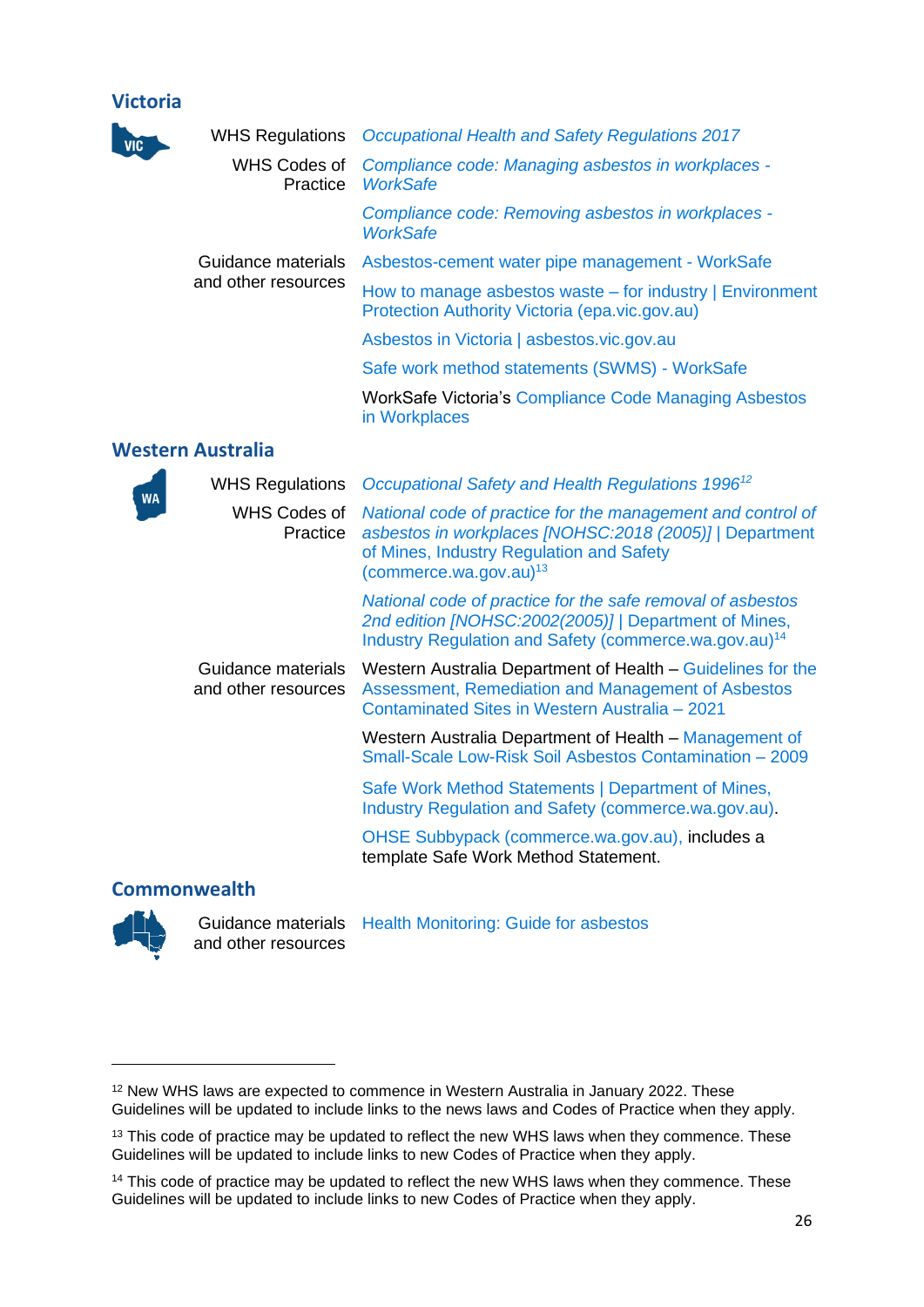## Victoria

| | |
|---|---|
| WHS Regulations | *Occupational Health and Safety Regulations 2017* |
| WHS Codes of Practice | *Compliance code: Managing asbestos in workplaces - WorkSafe* |
| | *Compliance code: Removing asbestos in workplaces - WorkSafe* |
| Guidance materials and other resources | Asbestos-cement water pipe management - WorkSafe |
| | How to manage asbestos waste – for industry \| Environment Protection Authority Victoria (epa.vic.gov.au) |
| | Asbestos in Victoria \| asbestos.vic.gov.au |
| | Safe work method statements (SWMS) - WorkSafe |
| | WorkSafe Victoria's Compliance Code Managing Asbestos in Workplaces |

## Western Australia

| | |
|---|---|
| WHS Regulations | *Occupational Safety and Health Regulations 1996*[12] |
| WHS Codes of Practice | *National code of practice for the management and control of asbestos in workplaces [NOHSC:2018 (2005)]* \| Department of Mines, Industry Regulation and Safety (commerce.wa.gov.au)[13] |
| | *National code of practice for the safe removal of asbestos 2nd edition [NOHSC:2002(2005)]* \| Department of Mines, Industry Regulation and Safety (commerce.wa.gov.au)[14] |
| Guidance materials and other resources | Western Australia Department of Health – Guidelines for the Assessment, Remediation and Management of Asbestos Contaminated Sites in Western Australia – 2021 |
| | Western Australia Department of Health – Management of Small-Scale Low-Risk Soil Asbestos Contamination – 2009 |
| | Safe Work Method Statements \| Department of Mines, Industry Regulation and Safety (commerce.wa.gov.au). |
| | OHSE Subbypack (commerce.wa.gov.au), includes a template Safe Work Method Statement. |

## Commonwealth

| | |
|---|---|
| Guidance materials and other resources | Health Monitoring: Guide for asbestos |

---

[12] New WHS laws are expected to commence in Western Australia in January 2022. These Guidelines will be updated to include links to the news laws and Codes of Practice when they apply.

[13] This code of practice may be updated to reflect the new WHS laws when they commence. These Guidelines will be updated to include links to new Codes of Practice when they apply.

[14] This code of practice may be updated to reflect the new WHS laws when they commence. These Guidelines will be updated to include links to new Codes of Practice when they apply.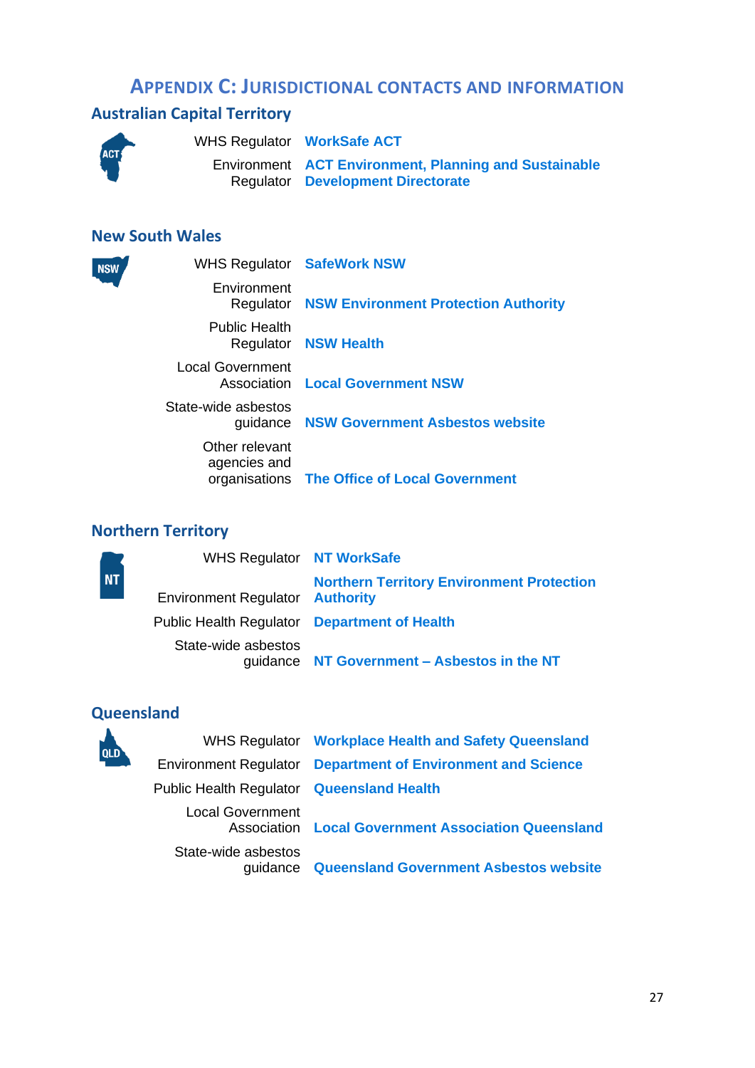# APPENDIX C: JURISDICTIONAL CONTACTS AND INFORMATION

## Australian Capital Territory

| | |
|---|---|
| WHS Regulator | **WorkSafe ACT** |
| Environment Regulator | **ACT Environment, Planning and Sustainable Development Directorate** |

## New South Wales

| | |
|---|---|
| WHS Regulator | **SafeWork NSW** |
| Environment Regulator | **NSW Environment Protection Authority** |
| Public Health Regulator | **NSW Health** |
| Local Government Association | **Local Government NSW** |
| State-wide asbestos guidance | **NSW Government Asbestos website** |
| Other relevant agencies and organisations | **The Office of Local Government** |

## Northern Territory

| | |
|---|---|
| WHS Regulator | **NT WorkSafe** |
| Environment Regulator | **Northern Territory Environment Protection Authority** |
| Public Health Regulator | **Department of Health** |
| State-wide asbestos guidance | **NT Government – Asbestos in the NT** |

## Queensland

| | |
|---|---|
| WHS Regulator | **Workplace Health and Safety Queensland** |
| Environment Regulator | **Department of Environment and Science** |
| Public Health Regulator | **Queensland Health** |
| Local Government Association | **Local Government Association Queensland** |
| State-wide asbestos guidance | **Queensland Government Asbestos website** |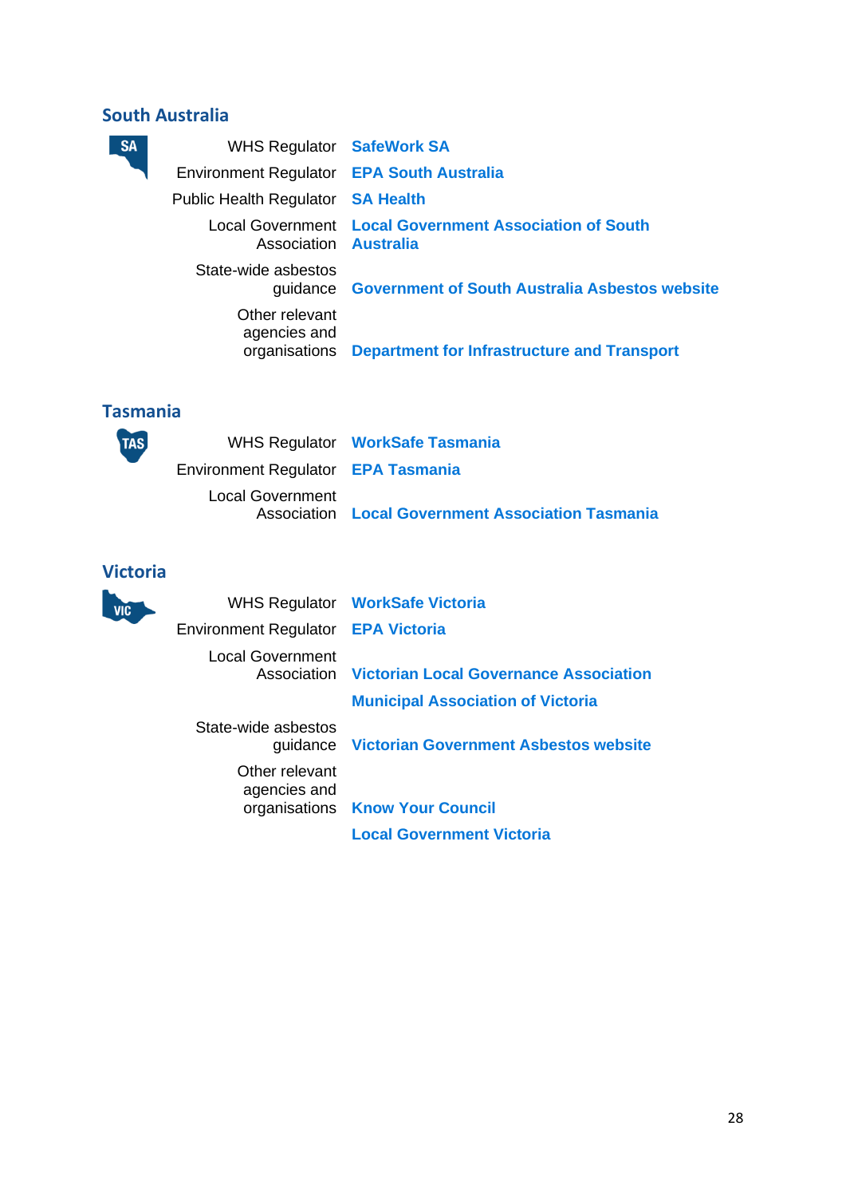## South Australia

| | |
|---|---|
| WHS Regulator | **SafeWork SA** |
| Environment Regulator | **EPA South Australia** |
| Public Health Regulator | **SA Health** |
| Local Government Association | **Local Government Association of South Australia** |
| State-wide asbestos guidance | **Government of South Australia Asbestos website** |
| Other relevant agencies and organisations | **Department for Infrastructure and Transport** |

## Tasmania

| | |
|---|---|
| WHS Regulator | **WorkSafe Tasmania** |
| Environment Regulator | **EPA Tasmania** |
| Local Government Association | **Local Government Association Tasmania** |

## Victoria

| | |
|---|---|
| WHS Regulator | **WorkSafe Victoria** |
| Environment Regulator | **EPA Victoria** |
| Local Government Association | **Victorian Local Governance Association** |
| | **Municipal Association of Victoria** |
| State-wide asbestos guidance | **Victorian Government Asbestos website** |
| Other relevant agencies and organisations | **Know Your Council** |
| | **Local Government Victoria** |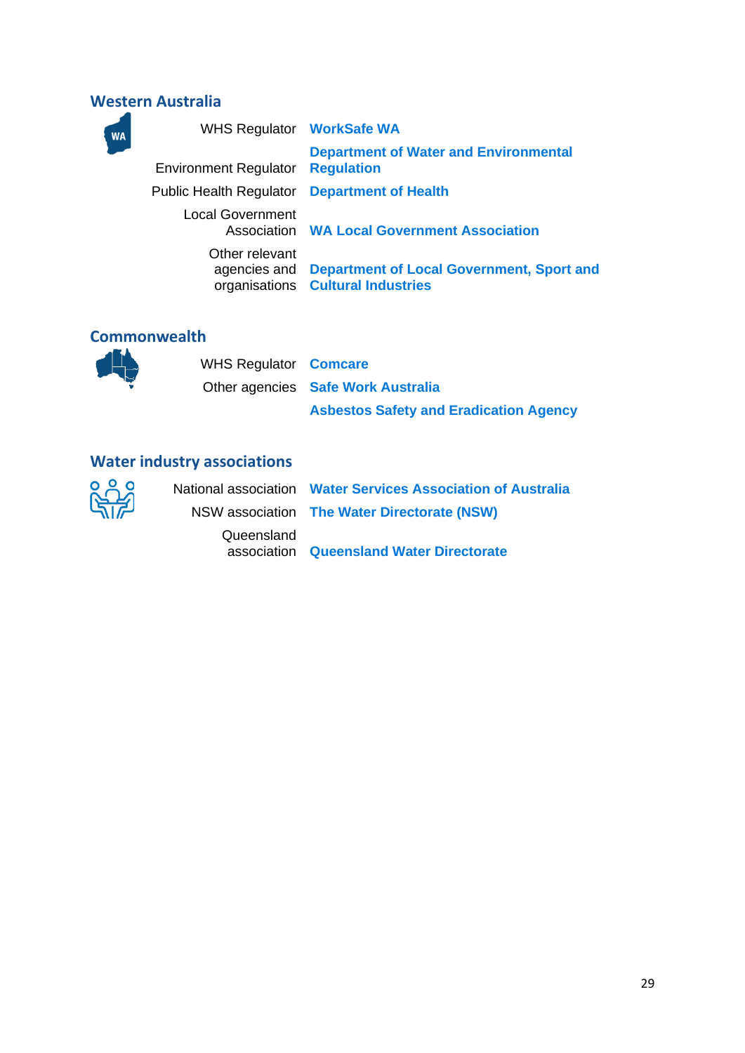## Western Australia

| | |
|---|---|
| WHS Regulator | **WorkSafe WA** |
| Environment Regulator | **Department of Water and Environmental Regulation** |
| Public Health Regulator | **Department of Health** |
| Local Government Association | **WA Local Government Association** |
| Other relevant agencies and organisations | **Department of Local Government, Sport and Cultural Industries** |

## Commonwealth

| | |
|---|---|
| WHS Regulator | **Comcare** |
| Other agencies | **Safe Work Australia** |
| | **Asbestos Safety and Eradication Agency** |

## Water industry associations

| | |
|---|---|
| National association | **Water Services Association of Australia** |
| NSW association | **The Water Directorate (NSW)** |
| Queensland association | **Queensland Water Directorate** |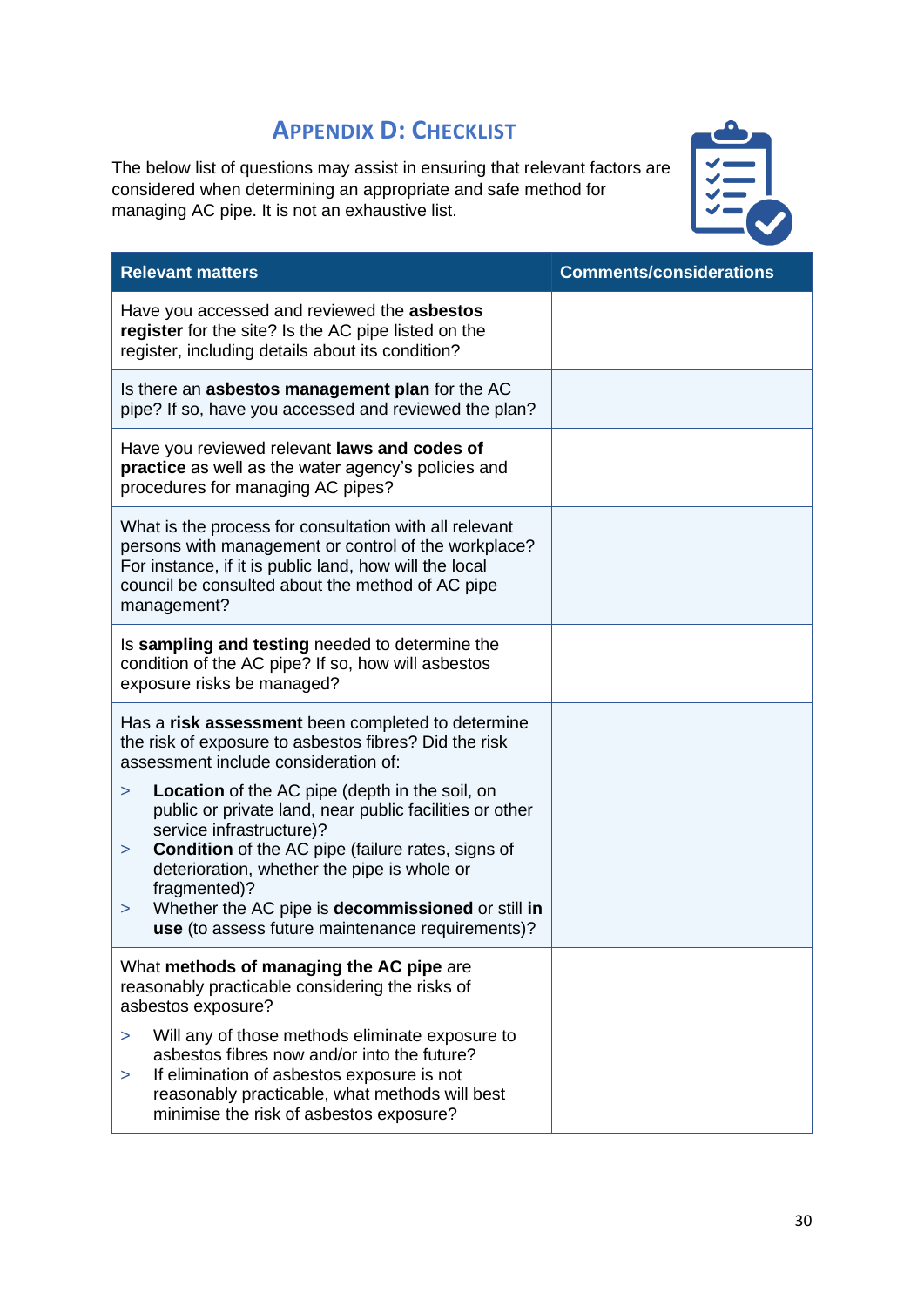## Appendix D: Checklist

The below list of questions may assist in ensuring that relevant factors are considered when determining an appropriate and safe method for managing AC pipe. It is not an exhaustive list.

| Relevant matters | Comments/considerations |
|---|---|
| Have you accessed and reviewed the **asbestos register** for the site? Is the AC pipe listed on the register, including details about its condition? | |
| Is there an **asbestos management plan** for the AC pipe? If so, have you accessed and reviewed the plan? | |
| Have you reviewed relevant **laws and codes of practice** as well as the water agency's policies and procedures for managing AC pipes? | |
| What is the process for consultation with all relevant persons with management or control of the workplace? For instance, if it is public land, how will the local council be consulted about the method of AC pipe management? | |
| Is **sampling and testing** needed to determine the condition of the AC pipe? If so, how will asbestos exposure risks be managed? | |
| Has a **risk assessment** been completed to determine the risk of exposure to asbestos fibres? Did the risk assessment include consideration of:<br>> **Location** of the AC pipe (depth in the soil, on public or private land, near public facilities or other service infrastructure)?<br>> **Condition** of the AC pipe (failure rates, signs of deterioration, whether the pipe is whole or fragmented)?<br>> Whether the AC pipe is **decommissioned** or still **in use** (to assess future maintenance requirements)? | |
| What **methods of managing the AC pipe** are reasonably practicable considering the risks of asbestos exposure?<br>> Will any of those methods eliminate exposure to asbestos fibres now and/or into the future?<br>> If elimination of asbestos exposure is not reasonably practicable, what methods will best minimise the risk of asbestos exposure? | |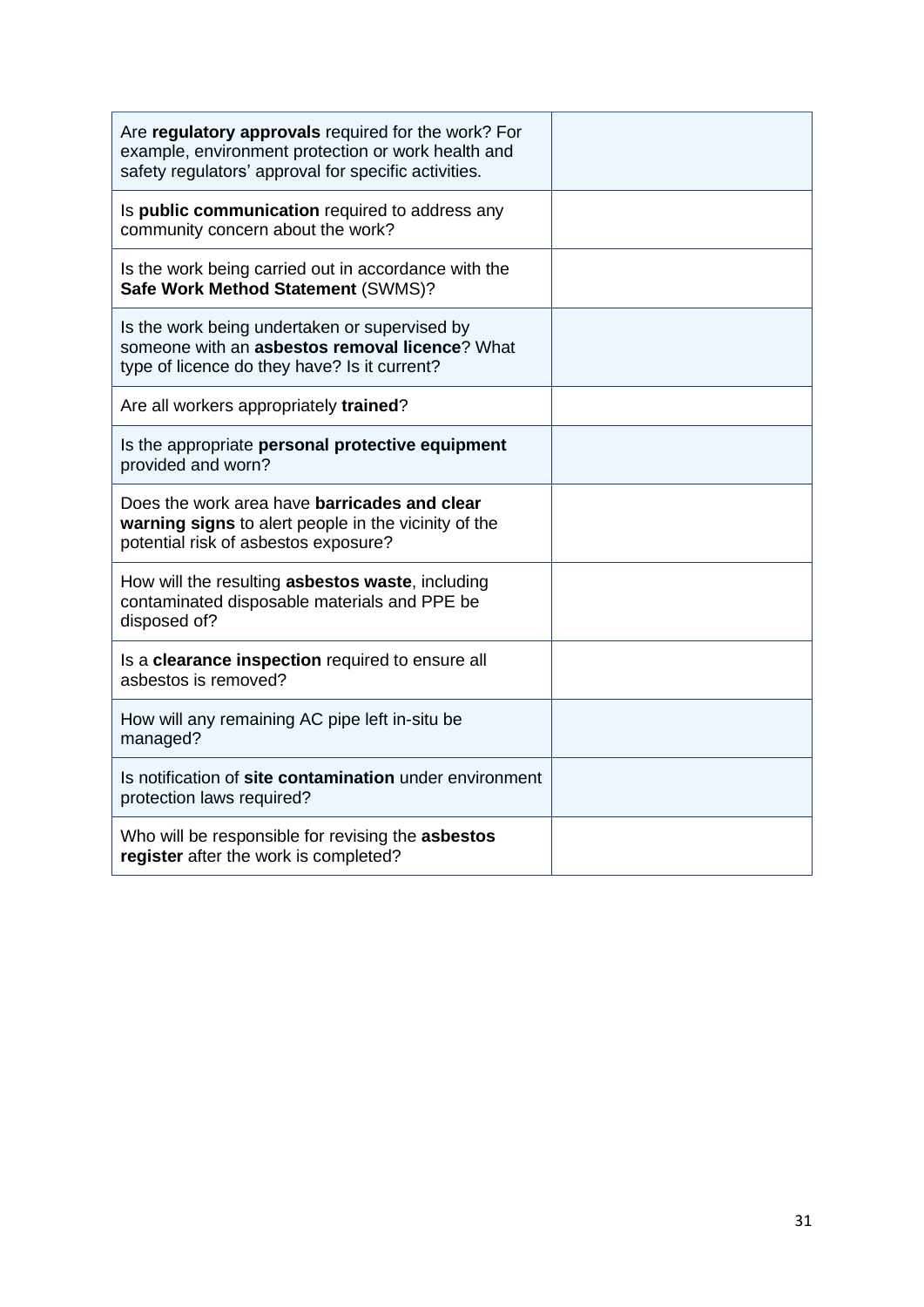| | |
|---|---|
| Are **regulatory approvals** required for the work? For example, environment protection or work health and safety regulators' approval for specific activities. | |
| Is **public communication** required to address any community concern about the work? | |
| Is the work being carried out in accordance with the **Safe Work Method Statement** (SWMS)? | |
| Is the work being undertaken or supervised by someone with an **asbestos removal licence**? What type of licence do they have? Is it current? | |
| Are all workers appropriately **trained**? | |
| Is the appropriate **personal protective equipment** provided and worn? | |
| Does the work area have **barricades and clear warning signs** to alert people in the vicinity of the potential risk of asbestos exposure? | |
| How will the resulting **asbestos waste**, including contaminated disposable materials and PPE be disposed of? | |
| Is a **clearance inspection** required to ensure all asbestos is removed? | |
| How will any remaining AC pipe left in-situ be managed? | |
| Is notification of **site contamination** under environment protection laws required? | |
| Who will be responsible for revising the **asbestos register** after the work is completed? | |